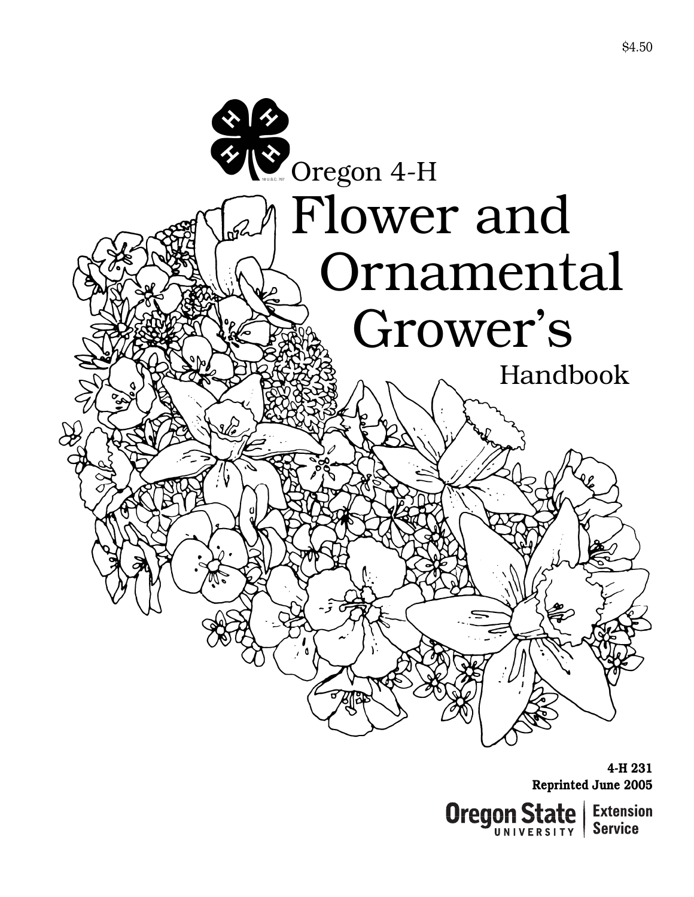$4.50

Oregon 4-H

# Flower and Ornamental Grower's Handbook

**4-H 231**
**Reprinted June 2005**

Oregon State University Extension Service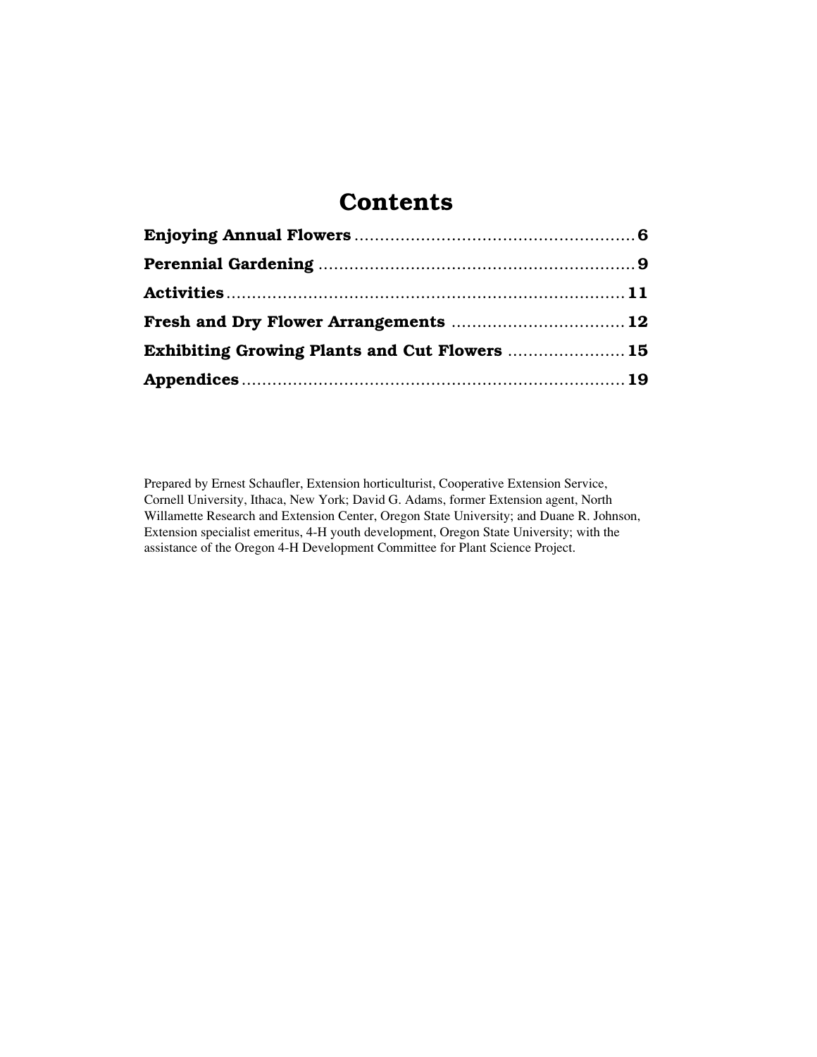# Contents

**Enjoying Annual Flowers** .......................................................... **6**

**Perennial Gardening** ............................................................... **9**

**Activities** ............................................................................. **11**

**Fresh and Dry Flower Arrangements** .................................... **12**

**Exhibiting Growing Plants and Cut Flowers** ......................... **15**

**Appendices** ........................................................................... **19**

Prepared by Ernest Schaufler, Extension horticulturist, Cooperative Extension Service, Cornell University, Ithaca, New York; David G. Adams, former Extension agent, North Willamette Research and Extension Center, Oregon State University; and Duane R. Johnson, Extension specialist emeritus, 4-H youth development, Oregon State University; with the assistance of the Oregon 4-H Development Committee for Plant Science Project.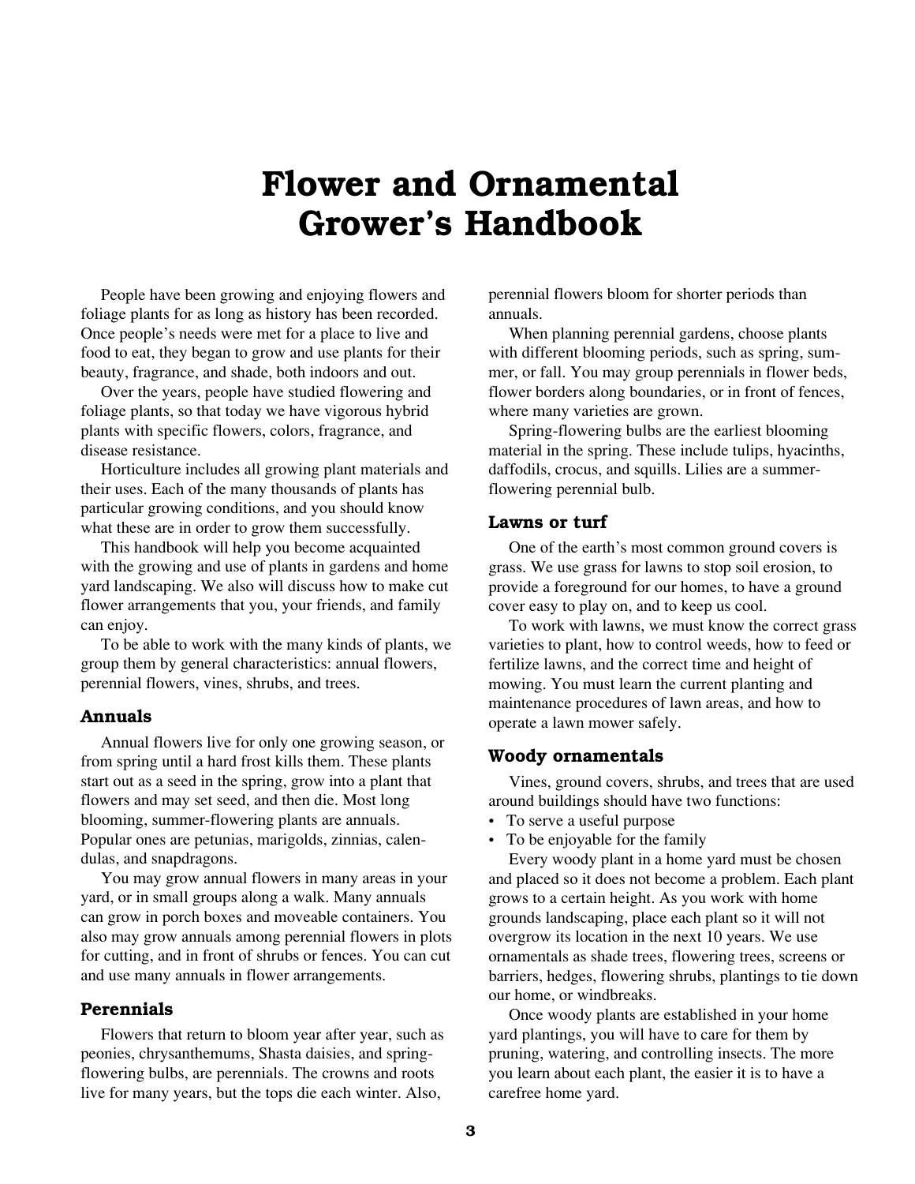# Flower and Ornamental Grower's Handbook

People have been growing and enjoying flowers and foliage plants for as long as history has been recorded. Once people's needs were met for a place to live and food to eat, they began to grow and use plants for their beauty, fragrance, and shade, both indoors and out.

Over the years, people have studied flowering and foliage plants, so that today we have vigorous hybrid plants with specific flowers, colors, fragrance, and disease resistance.

Horticulture includes all growing plant materials and their uses. Each of the many thousands of plants has particular growing conditions, and you should know what these are in order to grow them successfully.

This handbook will help you become acquainted with the growing and use of plants in gardens and home yard landscaping. We also will discuss how to make cut flower arrangements that you, your friends, and family can enjoy.

To be able to work with the many kinds of plants, we group them by general characteristics: annual flowers, perennial flowers, vines, shrubs, and trees.

## Annuals

Annual flowers live for only one growing season, or from spring until a hard frost kills them. These plants start out as a seed in the spring, grow into a plant that flowers and may set seed, and then die. Most long blooming, summer-flowering plants are annuals. Popular ones are petunias, marigolds, zinnias, calendulas, and snapdragons.

You may grow annual flowers in many areas in your yard, or in small groups along a walk. Many annuals can grow in porch boxes and moveable containers. You also may grow annuals among perennial flowers in plots for cutting, and in front of shrubs or fences. You can cut and use many annuals in flower arrangements.

## Perennials

Flowers that return to bloom year after year, such as peonies, chrysanthemums, Shasta daisies, and spring-flowering bulbs, are perennials. The crowns and roots live for many years, but the tops die each winter. Also, perennial flowers bloom for shorter periods than annuals.

When planning perennial gardens, choose plants with different blooming periods, such as spring, summer, or fall. You may group perennials in flower beds, flower borders along boundaries, or in front of fences, where many varieties are grown.

Spring-flowering bulbs are the earliest blooming material in the spring. These include tulips, hyacinths, daffodils, crocus, and squills. Lilies are a summer-flowering perennial bulb.

## Lawns or turf

One of the earth's most common ground covers is grass. We use grass for lawns to stop soil erosion, to provide a foreground for our homes, to have a ground cover easy to play on, and to keep us cool.

To work with lawns, we must know the correct grass varieties to plant, how to control weeds, how to feed or fertilize lawns, and the correct time and height of mowing. You must learn the current planting and maintenance procedures of lawn areas, and how to operate a lawn mower safely.

## Woody ornamentals

Vines, ground covers, shrubs, and trees that are used around buildings should have two functions:

- To serve a useful purpose
- To be enjoyable for the family

Every woody plant in a home yard must be chosen and placed so it does not become a problem. Each plant grows to a certain height. As you work with home grounds landscaping, place each plant so it will not overgrow its location in the next 10 years. We use ornamentals as shade trees, flowering trees, screens or barriers, hedges, flowering shrubs, plantings to tie down our home, or windbreaks.

Once woody plants are established in your home yard plantings, you will have to care for them by pruning, watering, and controlling insects. The more you learn about each plant, the easier it is to have a carefree home yard.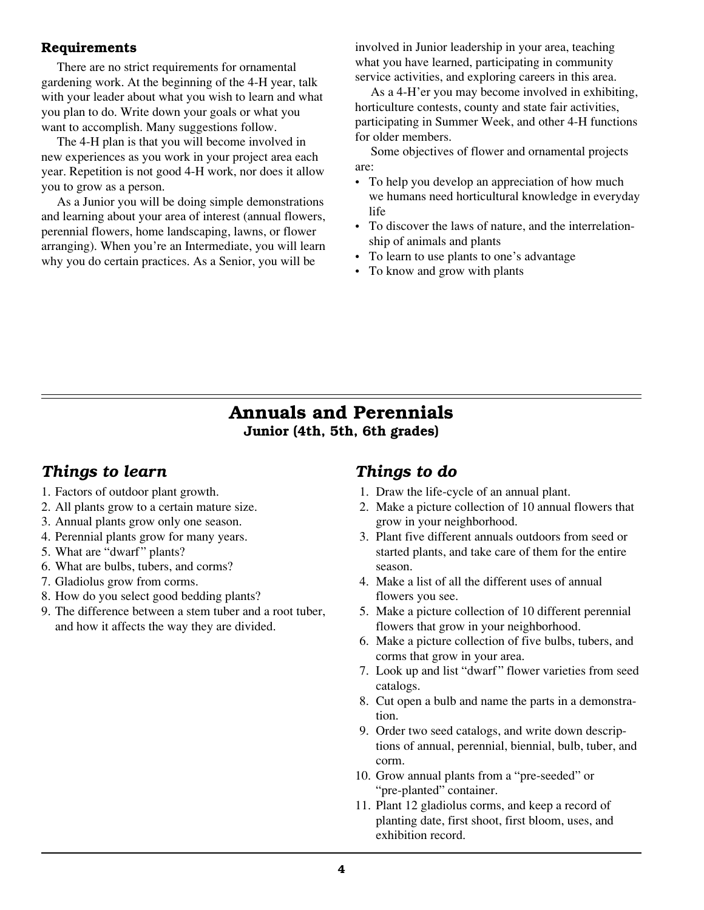### Requirements

There are no strict requirements for ornamental gardening work. At the beginning of the 4-H year, talk with your leader about what you wish to learn and what you plan to do. Write down your goals or what you want to accomplish. Many suggestions follow.

The 4-H plan is that you will become involved in new experiences as you work in your project area each year. Repetition is not good 4-H work, nor does it allow you to grow as a person.

As a Junior you will be doing simple demonstrations and learning about your area of interest (annual flowers, perennial flowers, home landscaping, lawns, or flower arranging). When you're an Intermediate, you will learn why you do certain practices. As a Senior, you will be involved in Junior leadership in your area, teaching what you have learned, participating in community service activities, and exploring careers in this area.

As a 4-H'er you may become involved in exhibiting, horticulture contests, county and state fair activities, participating in Summer Week, and other 4-H functions for older members.

Some objectives of flower and ornamental projects are:

- To help you develop an appreciation of how much we humans need horticultural knowledge in everyday life
- To discover the laws of nature, and the interrelationship of animals and plants
- To learn to use plants to one's advantage
- To know and grow with plants

## Annuals and Perennials

**Junior (4th, 5th, 6th grades)**

### *Things to learn*

1. Factors of outdoor plant growth.
2. All plants grow to a certain mature size.
3. Annual plants grow only one season.
4. Perennial plants grow for many years.
5. What are "dwarf" plants?
6. What are bulbs, tubers, and corms?
7. Gladiolus grow from corms.
8. How do you select good bedding plants?
9. The difference between a stem tuber and a root tuber, and how it affects the way they are divided.

### *Things to do*

1. Draw the life-cycle of an annual plant.
2. Make a picture collection of 10 annual flowers that grow in your neighborhood.
3. Plant five different annuals outdoors from seed or started plants, and take care of them for the entire season.
4. Make a list of all the different uses of annual flowers you see.
5. Make a picture collection of 10 different perennial flowers that grow in your neighborhood.
6. Make a picture collection of five bulbs, tubers, and corms that grow in your area.
7. Look up and list "dwarf" flower varieties from seed catalogs.
8. Cut open a bulb and name the parts in a demonstration.
9. Order two seed catalogs, and write down descriptions of annual, perennial, biennial, bulb, tuber, and corm.
10. Grow annual plants from a "pre-seeded" or "pre-planted" container.
11. Plant 12 gladiolus corms, and keep a record of planting date, first shoot, first bloom, uses, and exhibition record.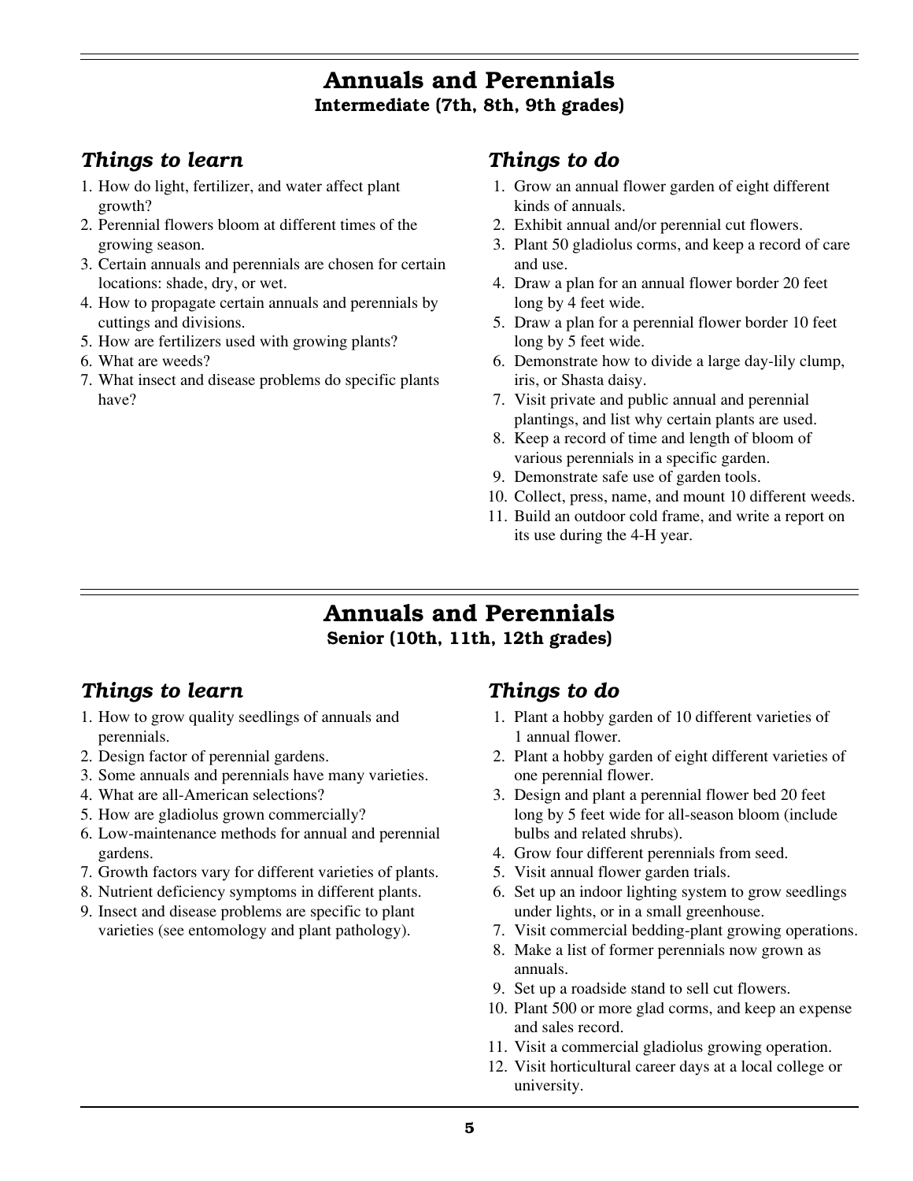## Annals and Perennials

## Annuals and Perennials

**Intermediate (7th, 8th, 9th grades)**

### *Things to learn*

1. How do light, fertilizer, and water affect plant growth?
2. Perennial flowers bloom at different times of the growing season.
3. Certain annuals and perennials are chosen for certain locations: shade, dry, or wet.
4. How to propagate certain annuals and perennials by cuttings and divisions.
5. How are fertilizers used with growing plants?
6. What are weeds?
7. What insect and disease problems do specific plants have?

### *Things to do*

1. Grow an annual flower garden of eight different kinds of annuals.
2. Exhibit annual and/or perennial cut flowers.
3. Plant 50 gladiolus corms, and keep a record of care and use.
4. Draw a plan for an annual flower border 20 feet long by 4 feet wide.
5. Draw a plan for a perennial flower border 10 feet long by 5 feet wide.
6. Demonstrate how to divide a large day-lily clump, iris, or Shasta daisy.
7. Visit private and public annual and perennial plantings, and list why certain plants are used.
8. Keep a record of time and length of bloom of various perennials in a specific garden.
9. Demonstrate safe use of garden tools.
10. Collect, press, name, and mount 10 different weeds.
11. Build an outdoor cold frame, and write a report on its use during the 4-H year.

## Annuals and Perennials

**Senior (10th, 11th, 12th grades)**

### *Things to learn*

1. How to grow quality seedlings of annuals and perennials.
2. Design factor of perennial gardens.
3. Some annuals and perennials have many varieties.
4. What are all-American selections?
5. How are gladiolus grown commercially?
6. Low-maintenance methods for annual and perennial gardens.
7. Growth factors vary for different varieties of plants.
8. Nutrient deficiency symptoms in different plants.
9. Insect and disease problems are specific to plant varieties (see entomology and plant pathology).

### *Things to do*

1. Plant a hobby garden of 10 different varieties of 1 annual flower.
2. Plant a hobby garden of eight different varieties of one perennial flower.
3. Design and plant a perennial flower bed 20 feet long by 5 feet wide for all-season bloom (include bulbs and related shrubs).
4. Grow four different perennials from seed.
5. Visit annual flower garden trials.
6. Set up an indoor lighting system to grow seedlings under lights, or in a small greenhouse.
7. Visit commercial bedding-plant growing operations.
8. Make a list of former perennials now grown as annuals.
9. Set up a roadside stand to sell cut flowers.
10. Plant 500 or more glad corms, and keep an expense and sales record.
11. Visit a commercial gladiolus growing operation.
12. Visit horticultural career days at a local college or university.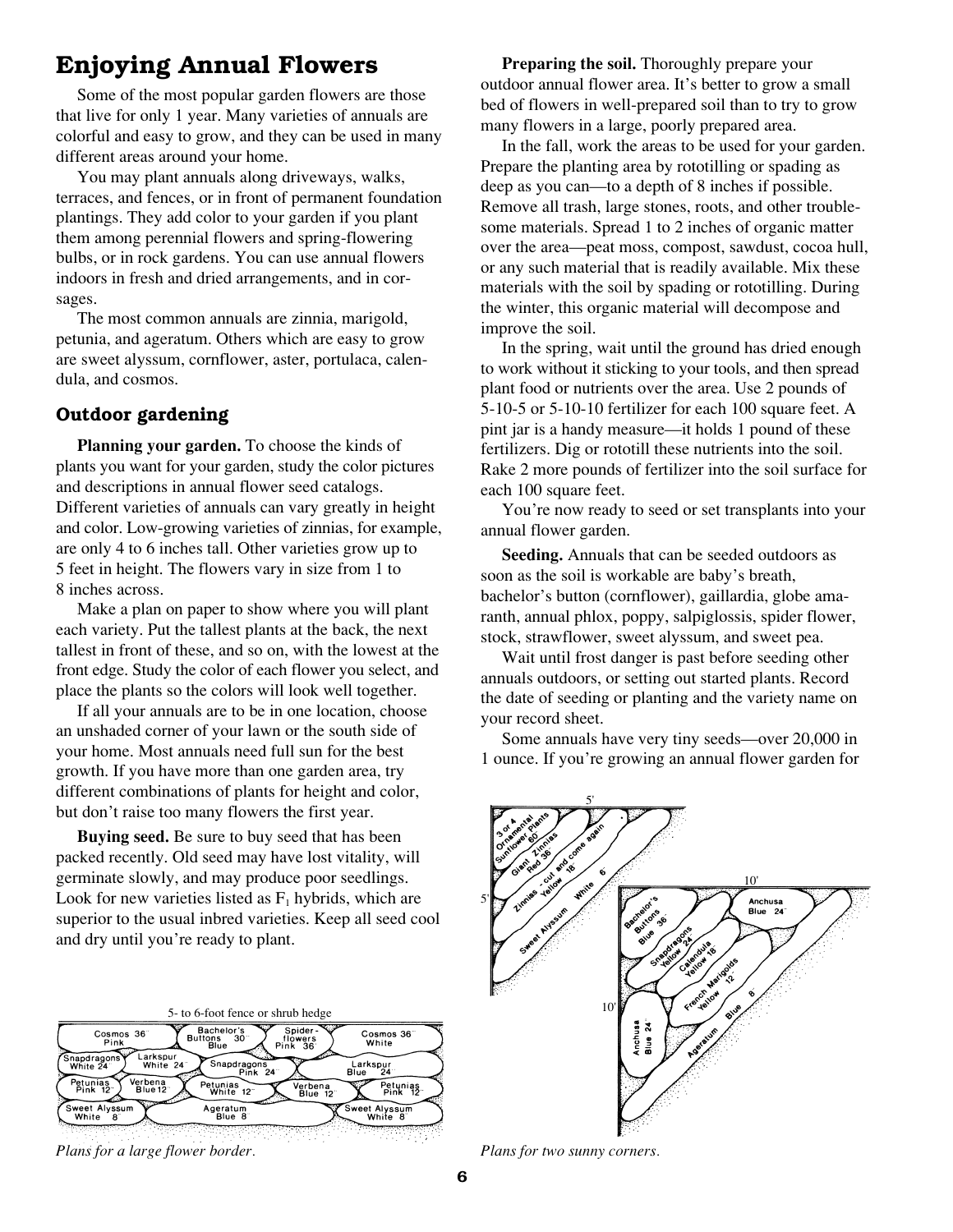# Enjoying Annual Flowers

Some of the most popular garden flowers are those that live for only 1 year. Many varieties of annuals are colorful and easy to grow, and they can be used in many different areas around your home.

You may plant annuals along driveways, walks, terraces, and fences, or in front of permanent foundation plantings. They add color to your garden if you plant them among perennial flowers and spring-flowering bulbs, or in rock gardens. You can use annual flowers indoors in fresh and dried arrangements, and in corsages.

The most common annuals are zinnia, marigold, petunia, and ageratum. Others which are easy to grow are sweet alyssum, cornflower, aster, portulaca, calendula, and cosmos.

## Outdoor gardening

**Planning your garden.** To choose the kinds of plants you want for your garden, study the color pictures and descriptions in annual flower seed catalogs. Different varieties of annuals can vary greatly in height and color. Low-growing varieties of zinnias, for example, are only 4 to 6 inches tall. Other varieties grow up to 5 feet in height. The flowers vary in size from 1 to 8 inches across.

Make a plan on paper to show where you will plant each variety. Put the tallest plants at the back, the next tallest in front of these, and so on, with the lowest at the front edge. Study the color of each flower you select, and place the plants so the colors will look well together.

If all your annuals are to be in one location, choose an unshaded corner of your lawn or the south side of your home. Most annuals need full sun for the best growth. If you have more than one garden area, try different combinations of plants for height and color, but don't raise too many flowers the first year.

**Buying seed.** Be sure to buy seed that has been packed recently. Old seed may have lost vitality, will germinate slowly, and may produce poor seedlings. Look for new varieties listed as $F_1$ hybrids, which are superior to the usual inbred varieties. Keep all seed cool and dry until you're ready to plant.

5- to 6-foot fence or shrub hedge

Cosmos 36" Pink | Bachelor's Buttons 30" Blue | Spider-flowers Pink 36" | Cosmos 36" White | Snapdragons White 24" | Larkspur White 24" | Snapdragons Pink 24" | Larkspur Blue 24" | Petunias Pink 12" | Verbena Blue 12 | Petunias White 12" | Verbena Blue 12" | Petunias Pink 12" | Sweet Alyssum White 8" | Ageratum Blue 8" | Sweet Alyssum White 8"

*Plans for a large flower border.*

**Preparing the soil.** Thoroughly prepare your outdoor annual flower area. It's better to grow a small bed of flowers in well-prepared soil than to try to grow many flowers in a large, poorly prepared area.

In the fall, work the areas to be used for your garden. Prepare the planting area by rototilling or spading as deep as you can—to a depth of 8 inches if possible. Remove all trash, large stones, roots, and other troublesome materials. Spread 1 to 2 inches of organic matter over the area—peat moss, compost, sawdust, cocoa hull, or any such material that is readily available. Mix these materials with the soil by spading or rototilling. During the winter, this organic material will decompose and improve the soil.

In the spring, wait until the ground has dried enough to work without it sticking to your tools, and then spread plant food or nutrients over the area. Use 2 pounds of 5-10-5 or 5-10-10 fertilizer for each 100 square feet. A pint jar is a handy measure—it holds 1 pound of these fertilizers. Dig or rototill these nutrients into the soil. Rake 2 more pounds of fertilizer into the soil surface for each 100 square feet.

You're now ready to seed or set transplants into your annual flower garden.

**Seeding.** Annuals that can be seeded outdoors as soon as the soil is workable are baby's breath, bachelor's button (cornflower), gaillardia, globe amaranth, annual phlox, poppy, salpiglossis, spider flower, stock, strawflower, sweet alyssum, and sweet pea.

Wait until frost danger is past before seeding other annuals outdoors, or setting out started plants. Record the date of seeding or planting and the variety name on your record sheet.

Some annuals have very tiny seeds—over 20,000 in 1 ounce. If you're growing an annual flower garden for

5' × 5': 3 or 4 Ornamental Sunflower Plants 60" | Giant Zinnias Red 36" | Zinnias - cut and come again Yellow 18" | Sweet Alyssum White 6"

10' × 10': Anchusa Blue 24" | Bachelor's Buttons Blue 36" | Snapdragons Yellow 24" | Calendula Yellow 18" | French Marigolds Yellow 12" | Anchusa Blue 24" | Ageratum Blue 8"

*Plans for two sunny corners.*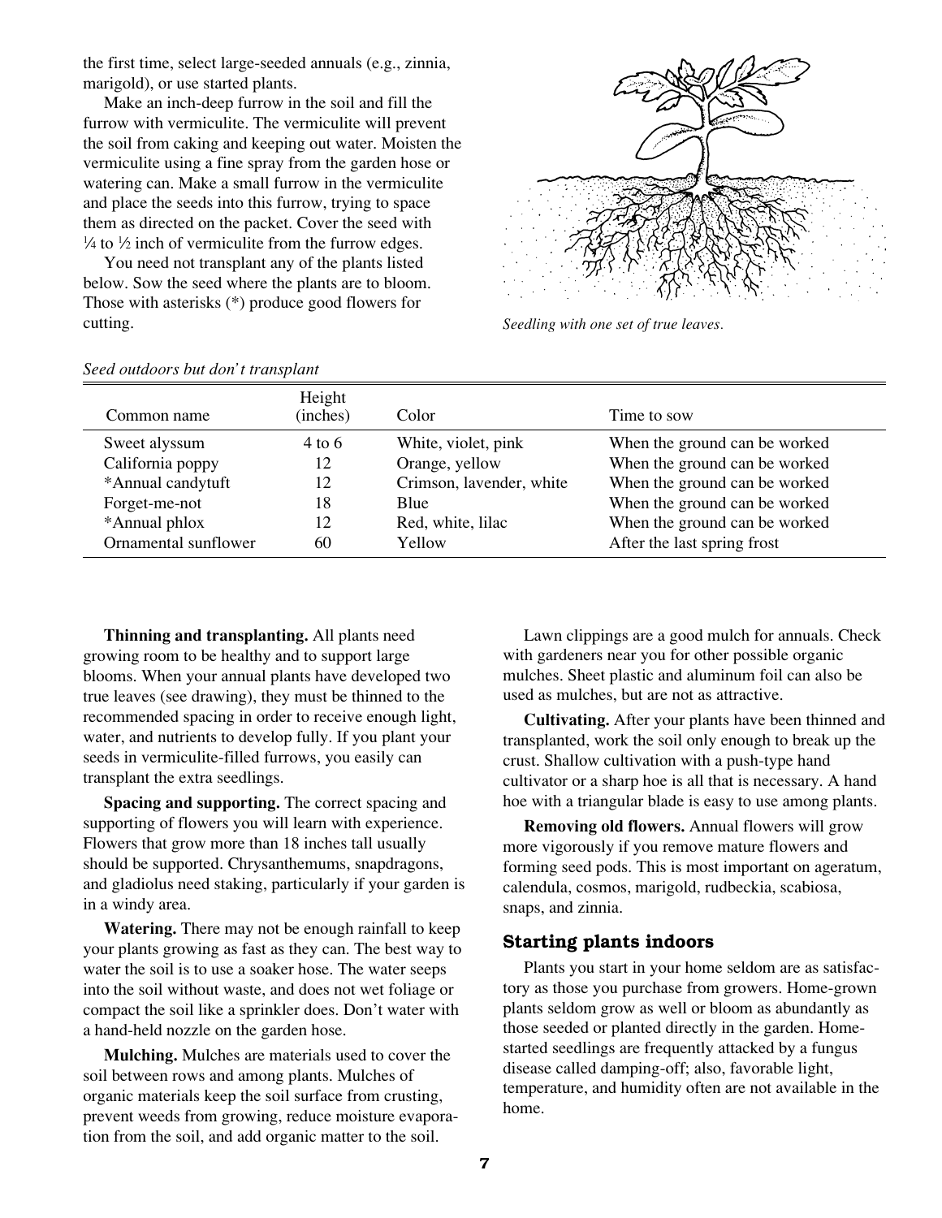the first time, select large-seeded annuals (e.g., zinnia, marigold), or use started plants.

Make an inch-deep furrow in the soil and fill the furrow with vermiculite. The vermiculite will prevent the soil from caking and keeping out water. Moisten the vermiculite using a fine spray from the garden hose or watering can. Make a small furrow in the vermiculite and place the seeds into this furrow, trying to space them as directed on the packet. Cover the seed with ¼ to ½ inch of vermiculite from the furrow edges.

You need not transplant any of the plants listed below. Sow the seed where the plants are to bloom. Those with asterisks (*) produce good flowers for cutting.

*Seedling with one set of true leaves.*

*Seed outdoors but don't transplant*

| Common name | Height (inches) | Color | Time to sow |
|---|---|---|---|
| Sweet alyssum | 4 to 6 | White, violet, pink | When the ground can be worked |
| California poppy | 12 | Orange, yellow | When the ground can be worked |
| *Annual candytuft | 12 | Crimson, lavender, white | When the ground can be worked |
| Forget-me-not | 18 | Blue | When the ground can be worked |
| *Annual phlox | 12 | Red, white, lilac | When the ground can be worked |
| Ornamental sunflower | 60 | Yellow | After the last spring frost |

**Thinning and transplanting.** All plants need growing room to be healthy and to support large blooms. When your annual plants have developed two true leaves (see drawing), they must be thinned to the recommended spacing in order to receive enough light, water, and nutrients to develop fully. If you plant your seeds in vermiculite-filled furrows, you easily can transplant the extra seedlings.

**Spacing and supporting.** The correct spacing and supporting of flowers you will learn with experience. Flowers that grow more than 18 inches tall usually should be supported. Chrysanthemums, snapdragons, and gladiolus need staking, particularly if your garden is in a windy area.

**Watering.** There may not be enough rainfall to keep your plants growing as fast as they can. The best way to water the soil is to use a soaker hose. The water seeps into the soil without waste, and does not wet foliage or compact the soil like a sprinkler does. Don't water with a hand-held nozzle on the garden hose.

**Mulching.** Mulches are materials used to cover the soil between rows and among plants. Mulches of organic materials keep the soil surface from crusting, prevent weeds from growing, reduce moisture evaporation from the soil, and add organic matter to the soil.

Lawn clippings are a good mulch for annuals. Check with gardeners near you for other possible organic mulches. Sheet plastic and aluminum foil can also be used as mulches, but are not as attractive.

**Cultivating.** After your plants have been thinned and transplanted, work the soil only enough to break up the crust. Shallow cultivation with a push-type hand cultivator or a sharp hoe is all that is necessary. A hand hoe with a triangular blade is easy to use among plants.

**Removing old flowers.** Annual flowers will grow more vigorously if you remove mature flowers and forming seed pods. This is most important on ageratum, calendula, cosmos, marigold, rudbeckia, scabiosa, snaps, and zinnia.

## Starting plants indoors

Plants you start in your home seldom are as satisfactory as those you purchase from growers. Home-grown plants seldom grow as well or bloom as abundantly as those seeded or planted directly in the garden. Home-started seedlings are frequently attacked by a fungus disease called damping-off; also, favorable light, temperature, and humidity often are not available in the home.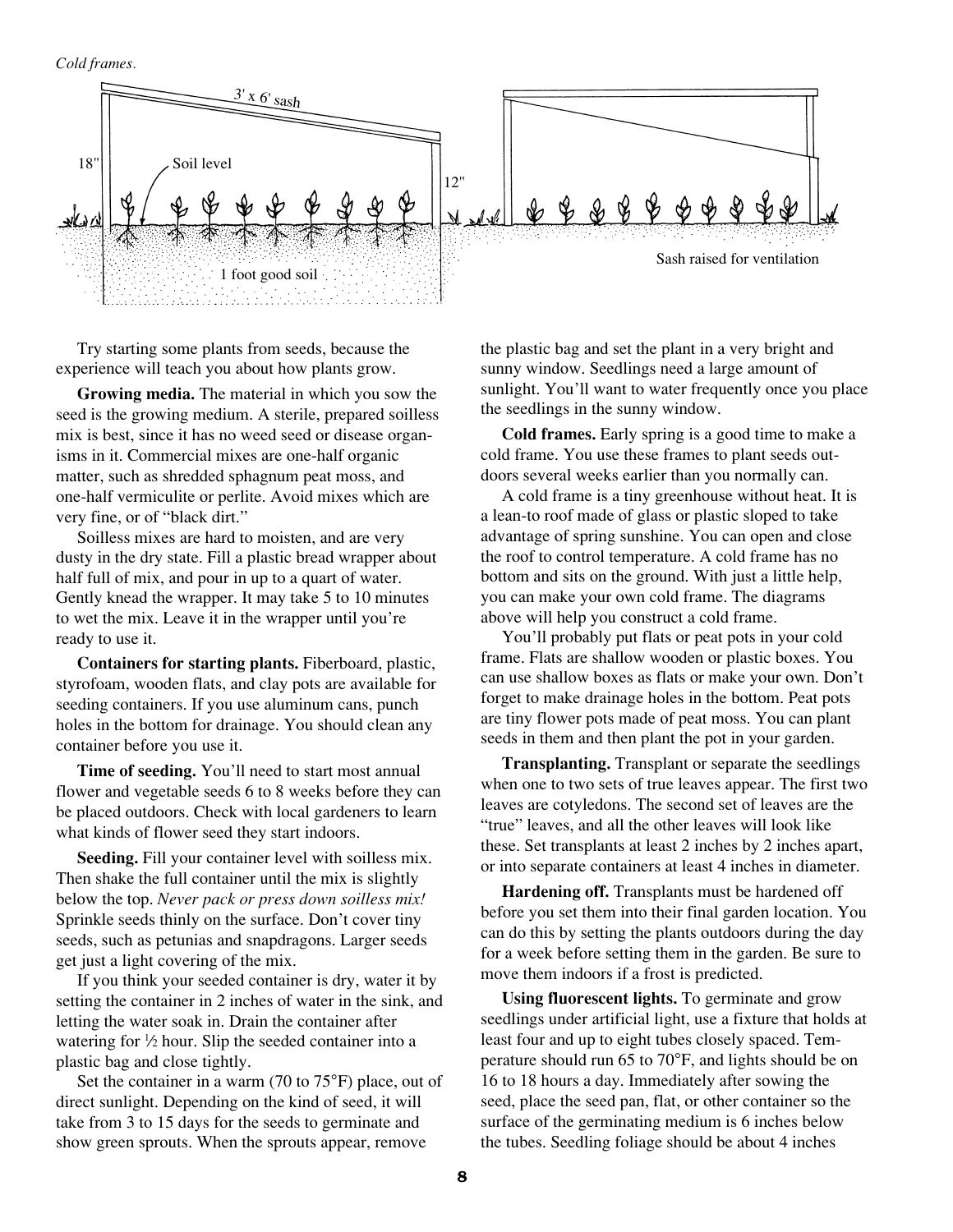*Cold frames.*

Try starting some plants from seeds, because the experience will teach you about how plants grow.

**Growing media.** The material in which you sow the seed is the growing medium. A sterile, prepared soilless mix is best, since it has no weed seed or disease organisms in it. Commercial mixes are one-half organic matter, such as shredded sphagnum peat moss, and one-half vermiculite or perlite. Avoid mixes which are very fine, or of "black dirt."

Soilless mixes are hard to moisten, and are very dusty in the dry state. Fill a plastic bread wrapper about half full of mix, and pour in up to a quart of water. Gently knead the wrapper. It may take 5 to 10 minutes to wet the mix. Leave it in the wrapper until you're ready to use it.

**Containers for starting plants.** Fiberboard, plastic, styrofoam, wooden flats, and clay pots are available for seeding containers. If you use aluminum cans, punch holes in the bottom for drainage. You should clean any container before you use it.

**Time of seeding.** You'll need to start most annual flower and vegetable seeds 6 to 8 weeks before they can be placed outdoors. Check with local gardeners to learn what kinds of flower seed they start indoors.

**Seeding.** Fill your container level with soilless mix. Then shake the full container until the mix is slightly below the top. *Never pack or press down soilless mix!* Sprinkle seeds thinly on the surface. Don't cover tiny seeds, such as petunias and snapdragons. Larger seeds get just a light covering of the mix.

If you think your seeded container is dry, water it by setting the container in 2 inches of water in the sink, and letting the water soak in. Drain the container after watering for ½ hour. Slip the seeded container into a plastic bag and close tightly.

Set the container in a warm (70 to 75°F) place, out of direct sunlight. Depending on the kind of seed, it will take from 3 to 15 days for the seeds to germinate and show green sprouts. When the sprouts appear, remove the plastic bag and set the plant in a very bright and sunny window. Seedlings need a large amount of sunlight. You'll want to water frequently once you place the seedlings in the sunny window.

**Cold frames.** Early spring is a good time to make a cold frame. You use these frames to plant seeds outdoors several weeks earlier than you normally can.

A cold frame is a tiny greenhouse without heat. It is a lean-to roof made of glass or plastic sloped to take advantage of spring sunshine. You can open and close the roof to control temperature. A cold frame has no bottom and sits on the ground. With just a little help, you can make your own cold frame. The diagrams above will help you construct a cold frame.

You'll probably put flats or peat pots in your cold frame. Flats are shallow wooden or plastic boxes. You can use shallow boxes as flats or make your own. Don't forget to make drainage holes in the bottom. Peat pots are tiny flower pots made of peat moss. You can plant seeds in them and then plant the pot in your garden.

**Transplanting.** Transplant or separate the seedlings when one to two sets of true leaves appear. The first two leaves are cotyledons. The second set of leaves are the "true" leaves, and all the other leaves will look like these. Set transplants at least 2 inches by 2 inches apart, or into separate containers at least 4 inches in diameter.

**Hardening off.** Transplants must be hardened off before you set them into their final garden location. You can do this by setting the plants outdoors during the day for a week before setting them in the garden. Be sure to move them indoors if a frost is predicted.

**Using fluorescent lights.** To germinate and grow seedlings under artificial light, use a fixture that holds at least four and up to eight tubes closely spaced. Temperature should run 65 to 70°F, and lights should be on 16 to 18 hours a day. Immediately after sowing the seed, place the seed pan, flat, or other container so the surface of the germinating medium is 6 inches below the tubes. Seedling foliage should be about 4 inches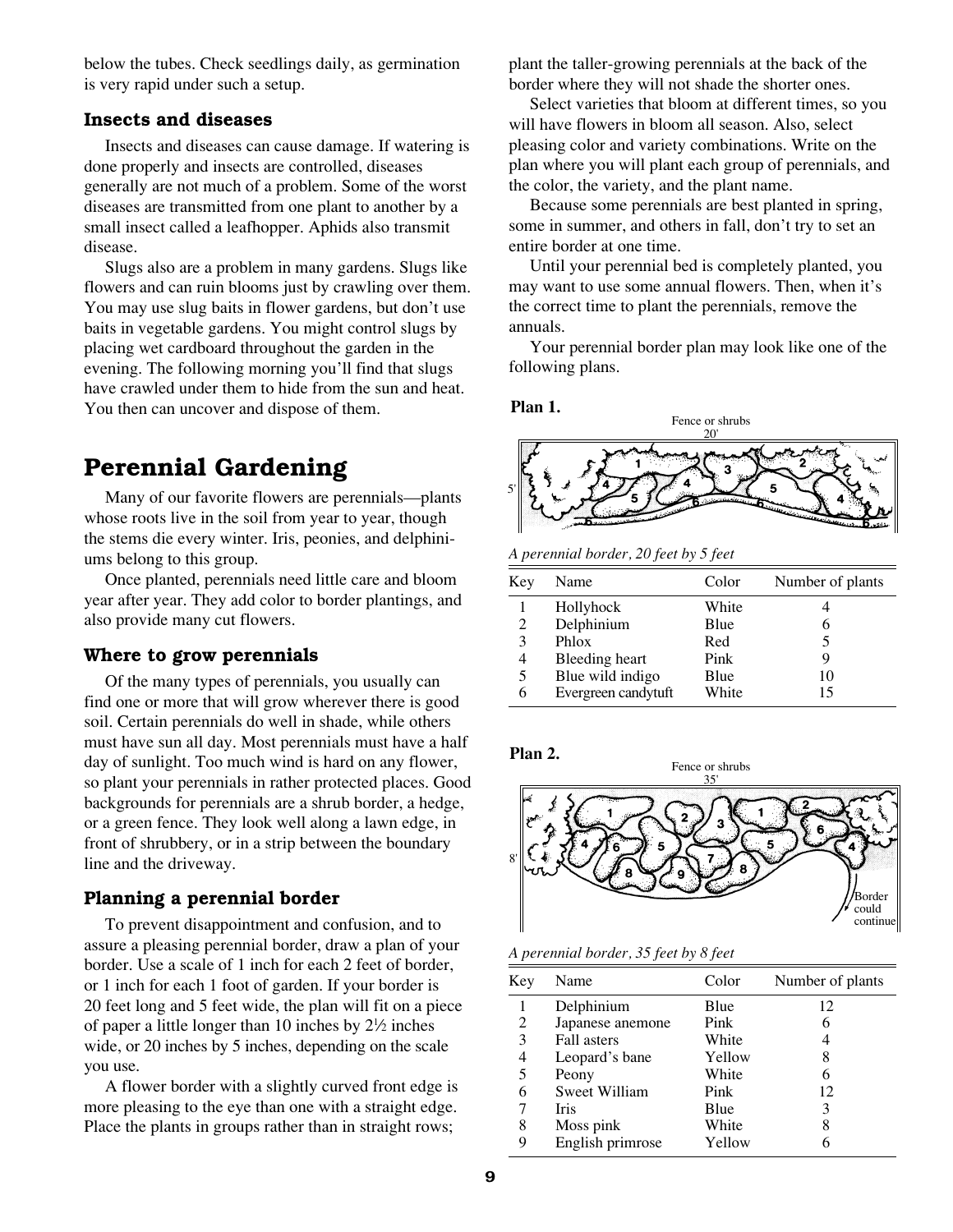below the tubes. Check seedlings daily, as germination is very rapid under such a setup.

### Insects and diseases

Insects and diseases can cause damage. If watering is done properly and insects are controlled, diseases generally are not much of a problem. Some of the worst diseases are transmitted from one plant to another by a small insect called a leafhopper. Aphids also transmit disease.

Slugs also are a problem in many gardens. Slugs like flowers and can ruin blooms just by crawling over them. You may use slug baits in flower gardens, but don't use baits in vegetable gardens. You might control slugs by placing wet cardboard throughout the garden in the evening. The following morning you'll find that slugs have crawled under them to hide from the sun and heat. You then can uncover and dispose of them.

## Perennial Gardening

Many of our favorite flowers are perennials—plants whose roots live in the soil from year to year, though the stems die every winter. Iris, peonies, and delphiniums belong to this group.

Once planted, perennials need little care and bloom year after year. They add color to border plantings, and also provide many cut flowers.

### Where to grow perennials

Of the many types of perennials, you usually can find one or more that will grow wherever there is good soil. Certain perennials do well in shade, while others must have sun all day. Most perennials must have a half day of sunlight. Too much wind is hard on any flower, so plant your perennials in rather protected places. Good backgrounds for perennials are a shrub border, a hedge, or a green fence. They look well along a lawn edge, in front of shrubbery, or in a strip between the boundary line and the driveway.

### Planning a perennial border

To prevent disappointment and confusion, and to assure a pleasing perennial border, draw a plan of your border. Use a scale of 1 inch for each 2 feet of border, or 1 inch for each 1 foot of garden. If your border is 20 feet long and 5 feet wide, the plan will fit on a piece of paper a little longer than 10 inches by 2½ inches wide, or 20 inches by 5 inches, depending on the scale you use.

A flower border with a slightly curved front edge is more pleasing to the eye than one with a straight edge. Place the plants in groups rather than in straight rows; plant the taller-growing perennials at the back of the border where they will not shade the shorter ones.

Select varieties that bloom at different times, so you will have flowers in bloom all season. Also, select pleasing color and variety combinations. Write on the plan where you will plant each group of perennials, and the color, the variety, and the plant name.

Because some perennials are best planted in spring, some in summer, and others in fall, don't try to set an entire border at one time.

Until your perennial bed is completely planted, you may want to use some annual flowers. Then, when it's the correct time to plant the perennials, remove the annuals.

Your perennial border plan may look like one of the following plans.

**Plan 1.**

Fence or shrubs 20'

5'

*A perennial border, 20 feet by 5 feet*

| Key | Name | Color | Number of plants |
|---|---|---|---|
| 1 | Hollyhock | White | 4 |
| 2 | Delphinium | Blue | 6 |
| 3 | Phlox | Red | 5 |
| 4 | Bleeding heart | Pink | 9 |
| 5 | Blue wild indigo | Blue | 10 |
| 6 | Evergreen candytuft | White | 15 |

**Plan 2.**

Fence or shrubs 35'

8'

Border could continue

*A perennial border, 35 feet by 8 feet*

| Key | Name | Color | Number of plants |
|---|---|---|---|
| 1 | Delphinium | Blue | 12 |
| 2 | Japanese anemone | Pink | 6 |
| 3 | Fall asters | White | 4 |
| 4 | Leopard's bane | Yellow | 8 |
| 5 | Peony | White | 6 |
| 6 | Sweet William | Pink | 12 |
| 7 | Iris | Blue | 3 |
| 8 | Moss pink | White | 8 |
| 9 | English primrose | Yellow | 6 |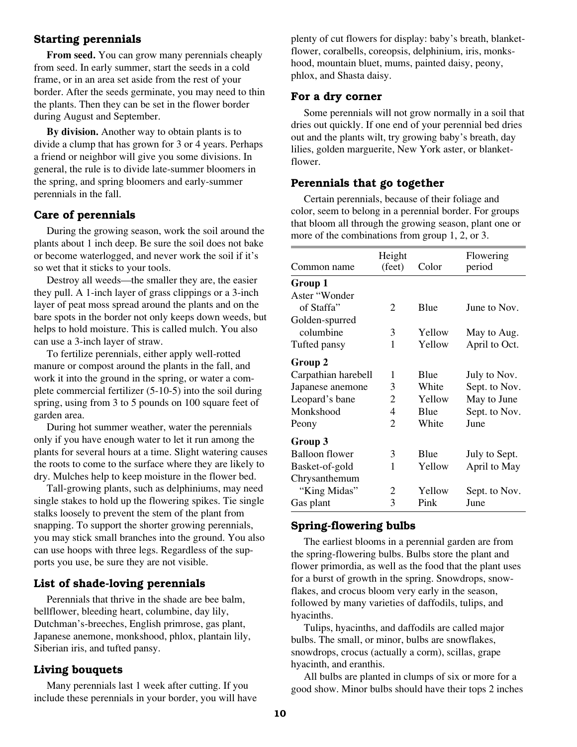### Starting perennials

**From seed.** You can grow many perennials cheaply from seed. In early summer, start the seeds in a cold frame, or in an area set aside from the rest of your border. After the seeds germinate, you may need to thin the plants. Then they can be set in the flower border during August and September.

**By division.** Another way to obtain plants is to divide a clump that has grown for 3 or 4 years. Perhaps a friend or neighbor will give you some divisions. In general, the rule is to divide late-summer bloomers in the spring, and spring bloomers and early-summer perennials in the fall.

### Care of perennials

During the growing season, work the soil around the plants about 1 inch deep. Be sure the soil does not bake or become waterlogged, and never work the soil if it's so wet that it sticks to your tools.

Destroy all weeds—the smaller they are, the easier they pull. A 1-inch layer of grass clippings or a 3-inch layer of peat moss spread around the plants and on the bare spots in the border not only keeps down weeds, but helps to hold moisture. This is called mulch. You also can use a 3-inch layer of straw.

To fertilize perennials, either apply well-rotted manure or compost around the plants in the fall, and work it into the ground in the spring, or water a complete commercial fertilizer (5-10-5) into the soil during spring, using from 3 to 5 pounds on 100 square feet of garden area.

During hot summer weather, water the perennials only if you have enough water to let it run among the plants for several hours at a time. Slight watering causes the roots to come to the surface where they are likely to dry. Mulches help to keep moisture in the flower bed.

Tall-growing plants, such as delphiniums, may need single stakes to hold up the flowering spikes. Tie single stalks loosely to prevent the stem of the plant from snapping. To support the shorter growing perennials, you may stick small branches into the ground. You also can use hoops with three legs. Regardless of the supports you use, be sure they are not visible.

### List of shade-loving perennials

Perennials that thrive in the shade are bee balm, bellflower, bleeding heart, columbine, day lily, Dutchman's-breeches, English primrose, gas plant, Japanese anemone, monkshood, phlox, plantain lily, Siberian iris, and tufted pansy.

### Living bouquets

Many perennials last 1 week after cutting. If you include these perennials in your border, you will have plenty of cut flowers for display: baby's breath, blanketflower, coralbells, coreopsis, delphinium, iris, monkshood, mountain bluet, mums, painted daisy, peony, phlox, and Shasta daisy.

### For a dry corner

Some perennials will not grow normally in a soil that dries out quickly. If one end of your perennial bed dries out and the plants wilt, try growing baby's breath, day lilies, golden marguerite, New York aster, or blanketflower.

### Perennials that go together

Certain perennials, because of their foliage and color, seem to belong in a perennial border. For groups that bloom all through the growing season, plant one or more of the combinations from group 1, 2, or 3.

| Common name | Height (feet) | Color | Flowering period |
|---|---|---|---|
| **Group 1** | | | |
| Aster "Wonder of Staffa" | 2 | Blue | June to Nov. |
| Golden-spurred columbine | 3 | Yellow | May to Aug. |
| Tufted pansy | 1 | Yellow | April to Oct. |
| **Group 2** | | | |
| Carpathian harebell | 1 | Blue | July to Nov. |
| Japanese anemone | 3 | White | Sept. to Nov. |
| Leopard's bane | 2 | Yellow | May to June |
| Monkshood | 4 | Blue | Sept. to Nov. |
| Peony | 2 | White | June |
| **Group 3** | | | |
| Balloon flower | 3 | Blue | July to Sept. |
| Basket-of-gold | 1 | Yellow | April to May |
| Chrysanthemum "King Midas" | 2 | Yellow | Sept. to Nov. |
| Gas plant | 3 | Pink | June |

### Spring-flowering bulbs

The earliest blooms in a perennial garden are from the spring-flowering bulbs. Bulbs store the plant and flower primordia, as well as the food that the plant uses for a burst of growth in the spring. Snowdrops, snowflakes, and crocus bloom very early in the season, followed by many varieties of daffodils, tulips, and hyacinths.

Tulips, hyacinths, and daffodils are called major bulbs. The small, or minor, bulbs are snowflakes, snowdrops, crocus (actually a corm), scillas, grape hyacinth, and eranthis.

All bulbs are planted in clumps of six or more for a good show. Minor bulbs should have their tops 2 inches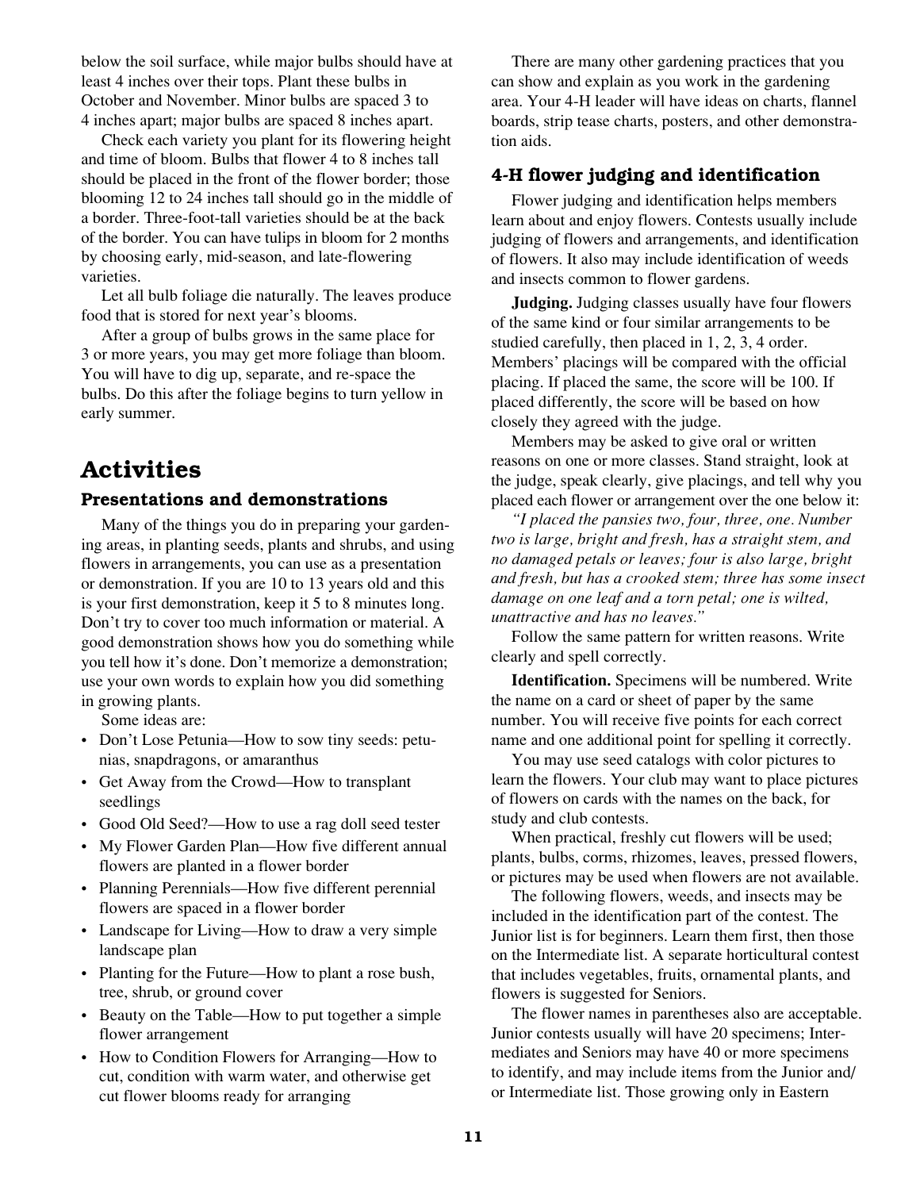below the soil surface, while major bulbs should have at least 4 inches over their tops. Plant these bulbs in October and November. Minor bulbs are spaced 3 to 4 inches apart; major bulbs are spaced 8 inches apart.

Check each variety you plant for its flowering height and time of bloom. Bulbs that flower 4 to 8 inches tall should be placed in the front of the flower border; those blooming 12 to 24 inches tall should go in the middle of a border. Three-foot-tall varieties should be at the back of the border. You can have tulips in bloom for 2 months by choosing early, mid-season, and late-flowering varieties.

Let all bulb foliage die naturally. The leaves produce food that is stored for next year's blooms.

After a group of bulbs grows in the same place for 3 or more years, you may get more foliage than bloom. You will have to dig up, separate, and re-space the bulbs. Do this after the foliage begins to turn yellow in early summer.

# Activities

## Presentations and demonstrations

Many of the things you do in preparing your gardening areas, in planting seeds, plants and shrubs, and using flowers in arrangements, you can use as a presentation or demonstration. If you are 10 to 13 years old and this is your first demonstration, keep it 5 to 8 minutes long. Don't try to cover too much information or material. A good demonstration shows how you do something while you tell how it's done. Don't memorize a demonstration; use your own words to explain how you did something in growing plants.

Some ideas are:

- Don't Lose Petunia—How to sow tiny seeds: petunias, snapdragons, or amaranthus
- Get Away from the Crowd—How to transplant seedlings
- Good Old Seed?—How to use a rag doll seed tester
- My Flower Garden Plan—How five different annual flowers are planted in a flower border
- Planning Perennials—How five different perennial flowers are spaced in a flower border
- Landscape for Living—How to draw a very simple landscape plan
- Planting for the Future—How to plant a rose bush, tree, shrub, or ground cover
- Beauty on the Table—How to put together a simple flower arrangement
- How to Condition Flowers for Arranging—How to cut, condition with warm water, and otherwise get cut flower blooms ready for arranging

There are many other gardening practices that you can show and explain as you work in the gardening area. Your 4-H leader will have ideas on charts, flannel boards, strip tease charts, posters, and other demonstration aids.

## 4-H flower judging and identification

Flower judging and identification helps members learn about and enjoy flowers. Contests usually include judging of flowers and arrangements, and identification of flowers. It also may include identification of weeds and insects common to flower gardens.

**Judging.** Judging classes usually have four flowers of the same kind or four similar arrangements to be studied carefully, then placed in 1, 2, 3, 4 order. Members' placings will be compared with the official placing. If placed the same, the score will be 100. If placed differently, the score will be based on how closely they agreed with the judge.

Members may be asked to give oral or written reasons on one or more classes. Stand straight, look at the judge, speak clearly, give placings, and tell why you placed each flower or arrangement over the one below it:

*"I placed the pansies two, four, three, one. Number two is large, bright and fresh, has a straight stem, and no damaged petals or leaves; four is also large, bright and fresh, but has a crooked stem; three has some insect damage on one leaf and a torn petal; one is wilted, unattractive and has no leaves."*

Follow the same pattern for written reasons. Write clearly and spell correctly.

**Identification.** Specimens will be numbered. Write the name on a card or sheet of paper by the same number. You will receive five points for each correct name and one additional point for spelling it correctly.

You may use seed catalogs with color pictures to learn the flowers. Your club may want to place pictures of flowers on cards with the names on the back, for study and club contests.

When practical, freshly cut flowers will be used; plants, bulbs, corms, rhizomes, leaves, pressed flowers, or pictures may be used when flowers are not available.

The following flowers, weeds, and insects may be included in the identification part of the contest. The Junior list is for beginners. Learn them first, then those on the Intermediate list. A separate horticultural contest that includes vegetables, fruits, ornamental plants, and flowers is suggested for Seniors.

The flower names in parentheses also are acceptable. Junior contests usually will have 20 specimens; Intermediates and Seniors may have 40 or more specimens to identify, and may include items from the Junior and/or Intermediate list. Those growing only in Eastern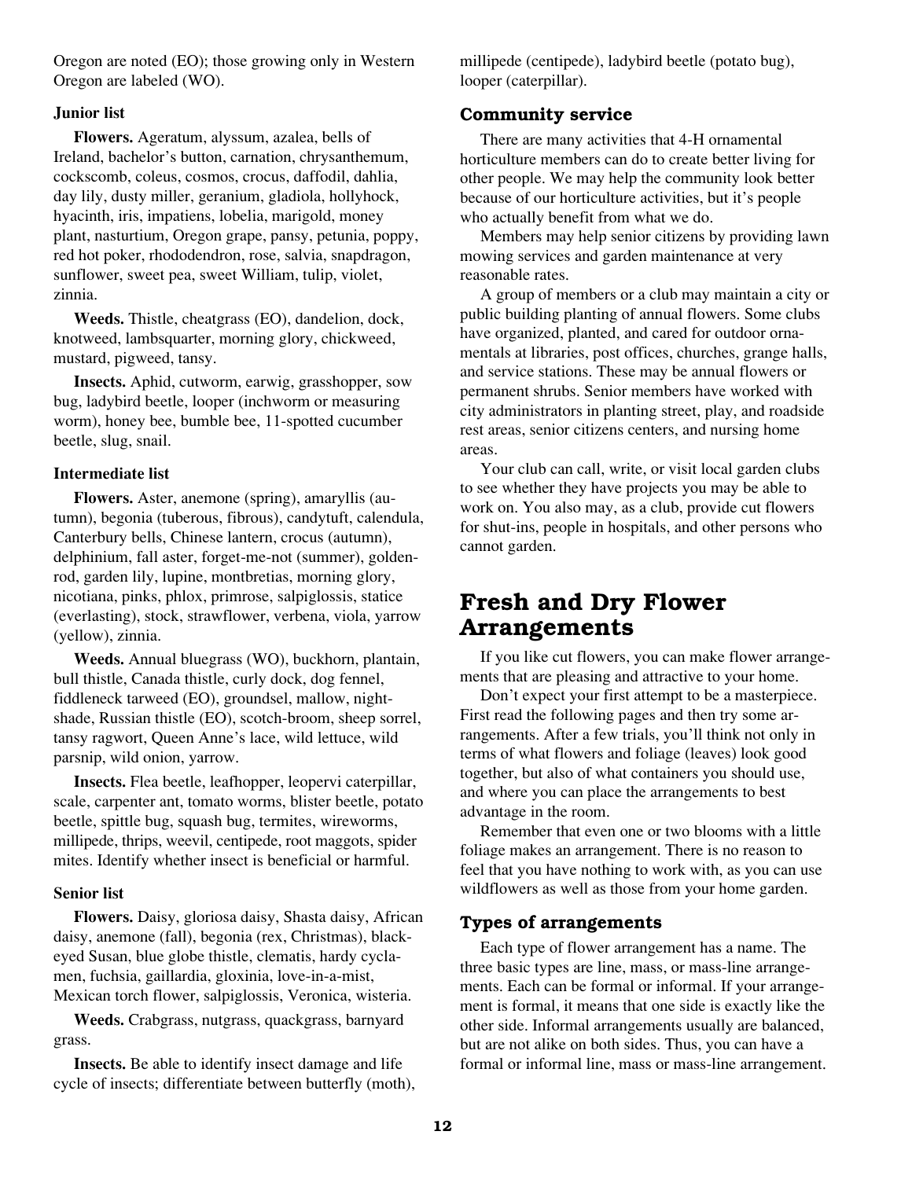Oregon are noted (EO); those growing only in Western Oregon are labeled (WO).

#### Junior list

**Flowers.** Ageratum, alyssum, azalea, bells of Ireland, bachelor's button, carnation, chrysanthemum, cockscomb, coleus, cosmos, crocus, daffodil, dahlia, day lily, dusty miller, geranium, gladiola, hollyhock, hyacinth, iris, impatiens, lobelia, marigold, money plant, nasturtium, Oregon grape, pansy, petunia, poppy, red hot poker, rhododendron, rose, salvia, snapdragon, sunflower, sweet pea, sweet William, tulip, violet, zinnia.

**Weeds.** Thistle, cheatgrass (EO), dandelion, dock, knotweed, lambsquarter, morning glory, chickweed, mustard, pigweed, tansy.

**Insects.** Aphid, cutworm, earwig, grasshopper, sow bug, ladybird beetle, looper (inchworm or measuring worm), honey bee, bumble bee, 11-spotted cucumber beetle, slug, snail.

#### Intermediate list

**Flowers.** Aster, anemone (spring), amaryllis (autumn), begonia (tuberous, fibrous), candytuft, calendula, Canterbury bells, Chinese lantern, crocus (autumn), delphinium, fall aster, forget-me-not (summer), goldenrod, garden lily, lupine, montbretias, morning glory, nicotiana, pinks, phlox, primrose, salpiglossis, statice (everlasting), stock, strawflower, verbena, viola, yarrow (yellow), zinnia.

**Weeds.** Annual bluegrass (WO), buckhorn, plantain, bull thistle, Canada thistle, curly dock, dog fennel, fiddleneck tarweed (EO), groundsel, mallow, nightshade, Russian thistle (EO), scotch-broom, sheep sorrel, tansy ragwort, Queen Anne's lace, wild lettuce, wild parsnip, wild onion, yarrow.

**Insects.** Flea beetle, leafhopper, leopervi caterpillar, scale, carpenter ant, tomato worms, blister beetle, potato beetle, spittle bug, squash bug, termites, wireworms, millipede, thrips, weevil, centipede, root maggots, spider mites. Identify whether insect is beneficial or harmful.

#### Senior list

**Flowers.** Daisy, gloriosa daisy, Shasta daisy, African daisy, anemone (fall), begonia (rex, Christmas), black-eyed Susan, blue globe thistle, clematis, hardy cyclamen, fuchsia, gaillardia, gloxinia, love-in-a-mist, Mexican torch flower, salpiglossis, Veronica, wisteria.

**Weeds.** Crabgrass, nutgrass, quackgrass, barnyard grass.

**Insects.** Be able to identify insect damage and life cycle of insects; differentiate between butterfly (moth), millipede (centipede), ladybird beetle (potato bug), looper (caterpillar).

### Community service

There are many activities that 4-H ornamental horticulture members can do to create better living for other people. We may help the community look better because of our horticulture activities, but it's people who actually benefit from what we do.

Members may help senior citizens by providing lawn mowing services and garden maintenance at very reasonable rates.

A group of members or a club may maintain a city or public building planting of annual flowers. Some clubs have organized, planted, and cared for outdoor ornamentals at libraries, post offices, churches, grange halls, and service stations. These may be annual flowers or permanent shrubs. Senior members have worked with city administrators in planting street, play, and roadside rest areas, senior citizens centers, and nursing home areas.

Your club can call, write, or visit local garden clubs to see whether they have projects you may be able to work on. You also may, as a club, provide cut flowers for shut-ins, people in hospitals, and other persons who cannot garden.

## Fresh and Dry Flower Arrangements

If you like cut flowers, you can make flower arrangements that are pleasing and attractive to your home.

Don't expect your first attempt to be a masterpiece. First read the following pages and then try some arrangements. After a few trials, you'll think not only in terms of what flowers and foliage (leaves) look good together, but also of what containers you should use, and where you can place the arrangements to best advantage in the room.

Remember that even one or two blooms with a little foliage makes an arrangement. There is no reason to feel that you have nothing to work with, as you can use wildflowers as well as those from your home garden.

### Types of arrangements

Each type of flower arrangement has a name. The three basic types are line, mass, or mass-line arrangements. Each can be formal or informal. If your arrangement is formal, it means that one side is exactly like the other side. Informal arrangements usually are balanced, but are not alike on both sides. Thus, you can have a formal or informal line, mass or mass-line arrangement.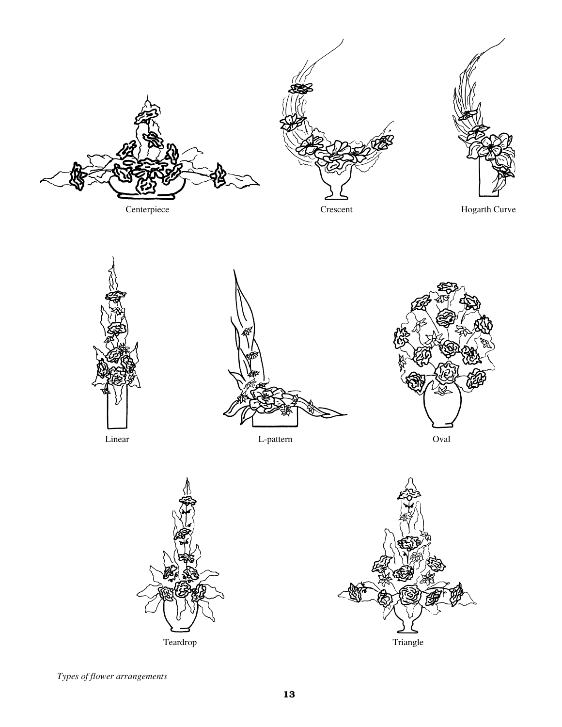Centerpiece

Crescent

Hogarth Curve

Linear

L-pattern

Oval

Teardrop

Triangle

*Types of flower arrangements*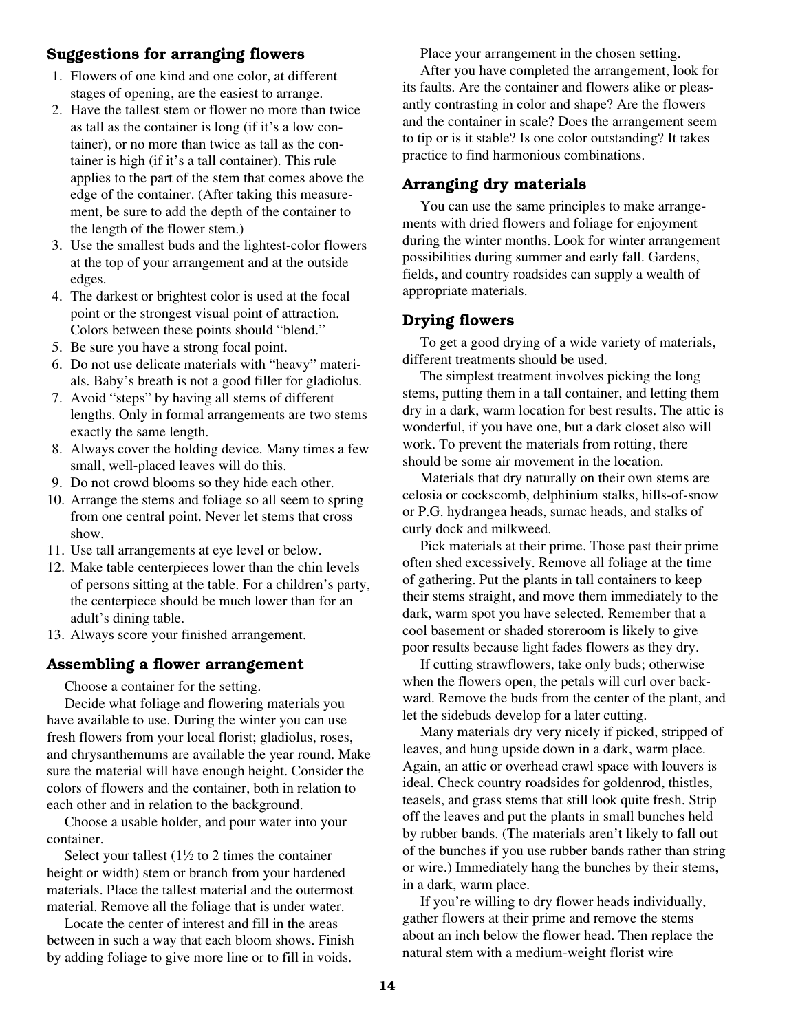## Suggestions for arranging flowers

1. Flowers of one kind and one color, at different stages of opening, are the easiest to arrange.
2. Have the tallest stem or flower no more than twice as tall as the container is long (if it's a low container), or no more than twice as tall as the container is high (if it's a tall container). This rule applies to the part of the stem that comes above the edge of the container. (After taking this measurement, be sure to add the depth of the container to the length of the flower stem.)
3. Use the smallest buds and the lightest-color flowers at the top of your arrangement and at the outside edges.
4. The darkest or brightest color is used at the focal point or the strongest visual point of attraction. Colors between these points should "blend."
5. Be sure you have a strong focal point.
6. Do not use delicate materials with "heavy" materials. Baby's breath is not a good filler for gladiolus.
7. Avoid "steps" by having all stems of different lengths. Only in formal arrangements are two stems exactly the same length.
8. Always cover the holding device. Many times a few small, well-placed leaves will do this.
9. Do not crowd blooms so they hide each other.
10. Arrange the stems and foliage so all seem to spring from one central point. Never let stems that cross show.
11. Use tall arrangements at eye level or below.
12. Make table centerpieces lower than the chin levels of persons sitting at the table. For a children's party, the centerpiece should be much lower than for an adult's dining table.
13. Always score your finished arrangement.

## Assembling a flower arrangement

Choose a container for the setting.

Decide what foliage and flowering materials you have available to use. During the winter you can use fresh flowers from your local florist; gladiolus, roses, and chrysanthemums are available the year round. Make sure the material will have enough height. Consider the colors of flowers and the container, both in relation to each other and in relation to the background.

Choose a usable holder, and pour water into your container.

Select your tallest (1½ to 2 times the container height or width) stem or branch from your hardened materials. Place the tallest material and the outermost material. Remove all the foliage that is under water.

Locate the center of interest and fill in the areas between in such a way that each bloom shows. Finish by adding foliage to give more line or to fill in voids.

Place your arrangement in the chosen setting.

After you have completed the arrangement, look for its faults. Are the container and flowers alike or pleasantly contrasting in color and shape? Are the flowers and the container in scale? Does the arrangement seem to tip or is it stable? Is one color outstanding? It takes practice to find harmonious combinations.

## Arranging dry materials

You can use the same principles to make arrangements with dried flowers and foliage for enjoyment during the winter months. Look for winter arrangement possibilities during summer and early fall. Gardens, fields, and country roadsides can supply a wealth of appropriate materials.

## Drying flowers

To get a good drying of a wide variety of materials, different treatments should be used.

The simplest treatment involves picking the long stems, putting them in a tall container, and letting them dry in a dark, warm location for best results. The attic is wonderful, if you have one, but a dark closet also will work. To prevent the materials from rotting, there should be some air movement in the location.

Materials that dry naturally on their own stems are celosia or cockscomb, delphinium stalks, hills-of-snow or P.G. hydrangea heads, sumac heads, and stalks of curly dock and milkweed.

Pick materials at their prime. Those past their prime often shed excessively. Remove all foliage at the time of gathering. Put the plants in tall containers to keep their stems straight, and move them immediately to the dark, warm spot you have selected. Remember that a cool basement or shaded storeroom is likely to give poor results because light fades flowers as they dry.

If cutting strawflowers, take only buds; otherwise when the flowers open, the petals will curl over backward. Remove the buds from the center of the plant, and let the sidebuds develop for a later cutting.

Many materials dry very nicely if picked, stripped of leaves, and hung upside down in a dark, warm place. Again, an attic or overhead crawl space with louvers is ideal. Check country roadsides for goldenrod, thistles, teasels, and grass stems that still look quite fresh. Strip off the leaves and put the plants in small bunches held by rubber bands. (The materials aren't likely to fall out of the bunches if you use rubber bands rather than string or wire.) Immediately hang the bunches by their stems, in a dark, warm place.

If you're willing to dry flower heads individually, gather flowers at their prime and remove the stems about an inch below the flower head. Then replace the natural stem with a medium-weight florist wire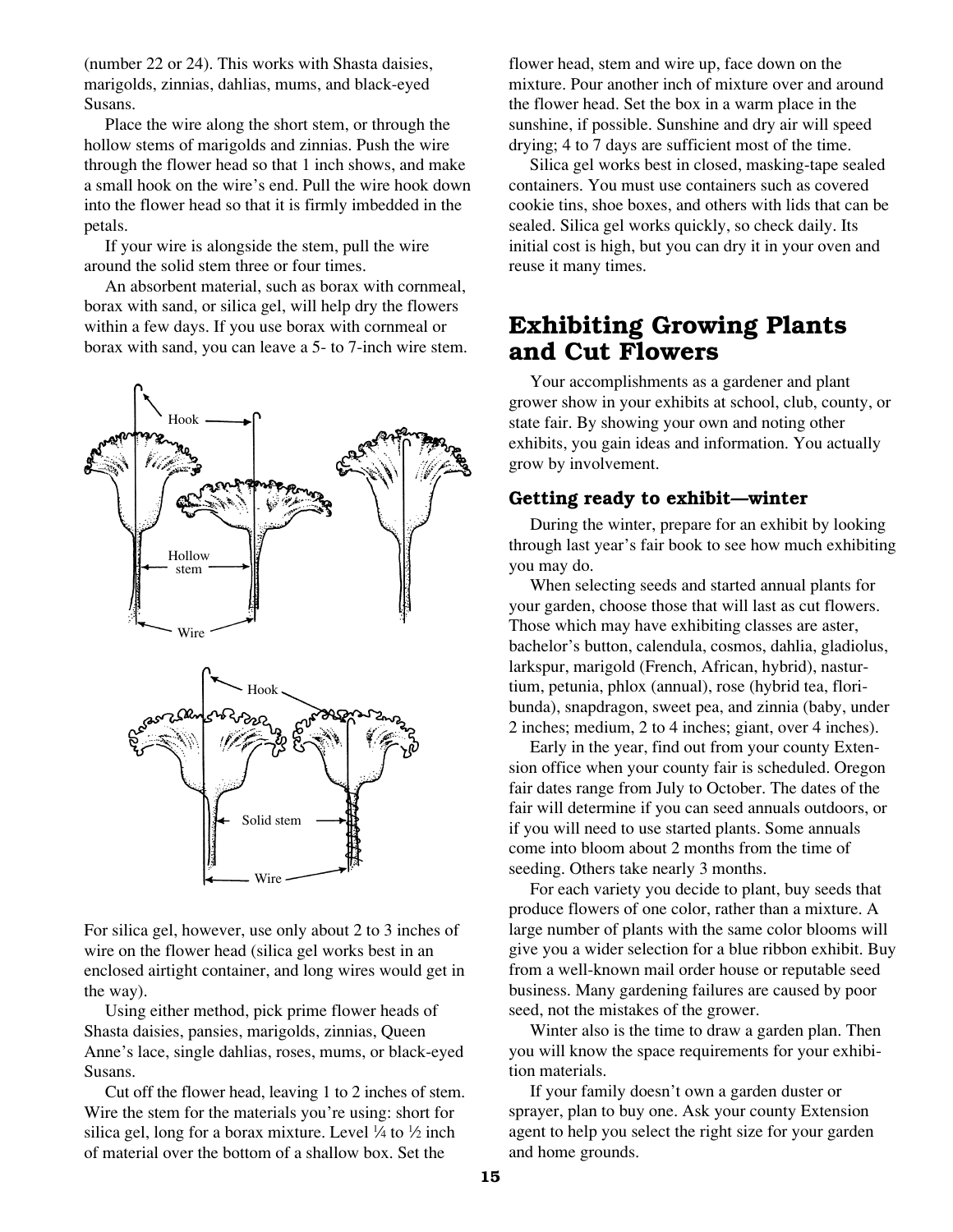(number 22 or 24). This works with Shasta daisies, marigolds, zinnias, dahlias, mums, and black-eyed Susans.

Place the wire along the short stem, or through the hollow stems of marigolds and zinnias. Push the wire through the flower head so that 1 inch shows, and make a small hook on the wire's end. Pull the wire hook down into the flower head so that it is firmly imbedded in the petals.

If your wire is alongside the stem, pull the wire around the solid stem three or four times.

An absorbent material, such as borax with cornmeal, borax with sand, or silica gel, will help dry the flowers within a few days. If you use borax with cornmeal or borax with sand, you can leave a 5- to 7-inch wire stem. For silica gel, however, use only about 2 to 3 inches of wire on the flower head (silica gel works best in an enclosed airtight container, and long wires would get in the way).

Using either method, pick prime flower heads of Shasta daisies, pansies, marigolds, zinnias, Queen Anne's lace, single dahlias, roses, mums, or black-eyed Susans.

Cut off the flower head, leaving 1 to 2 inches of stem. Wire the stem for the materials you're using: short for silica gel, long for a borax mixture. Level ¼ to ½ inch of material over the bottom of a shallow box. Set the flower head, stem and wire up, face down on the mixture. Pour another inch of mixture over and around the flower head. Set the box in a warm place in the sunshine, if possible. Sunshine and dry air will speed drying; 4 to 7 days are sufficient most of the time.

Silica gel works best in closed, masking-tape sealed containers. You must use containers such as covered cookie tins, shoe boxes, and others with lids that can be sealed. Silica gel works quickly, so check daily. Its initial cost is high, but you can dry it in your oven and reuse it many times.

## Exhibiting Growing Plants and Cut Flowers

Your accomplishments as a gardener and plant grower show in your exhibits at school, club, county, or state fair. By showing your own and noting other exhibits, you gain ideas and information. You actually grow by involvement.

### Getting ready to exhibit—winter

During the winter, prepare for an exhibit by looking through last year's fair book to see how much exhibiting you may do.

When selecting seeds and started annual plants for your garden, choose those that will last as cut flowers. Those which may have exhibiting classes are aster, bachelor's button, calendula, cosmos, dahlia, gladiolus, larkspur, marigold (French, African, hybrid), nasturtium, petunia, phlox (annual), rose (hybrid tea, floribunda), snapdragon, sweet pea, and zinnia (baby, under 2 inches; medium, 2 to 4 inches; giant, over 4 inches).

Early in the year, find out from your county Extension office when your county fair is scheduled. Oregon fair dates range from July to October. The dates of the fair will determine if you can seed annuals outdoors, or if you will need to use started plants. Some annuals come into bloom about 2 months from the time of seeding. Others take nearly 3 months.

For each variety you decide to plant, buy seeds that produce flowers of one color, rather than a mixture. A large number of plants with the same color blooms will give you a wider selection for a blue ribbon exhibit. Buy from a well-known mail order house or reputable seed business. Many gardening failures are caused by poor seed, not the mistakes of the grower.

Winter also is the time to draw a garden plan. Then you will know the space requirements for your exhibition materials.

If your family doesn't own a garden duster or sprayer, plan to buy one. Ask your county Extension agent to help you select the right size for your garden and home grounds.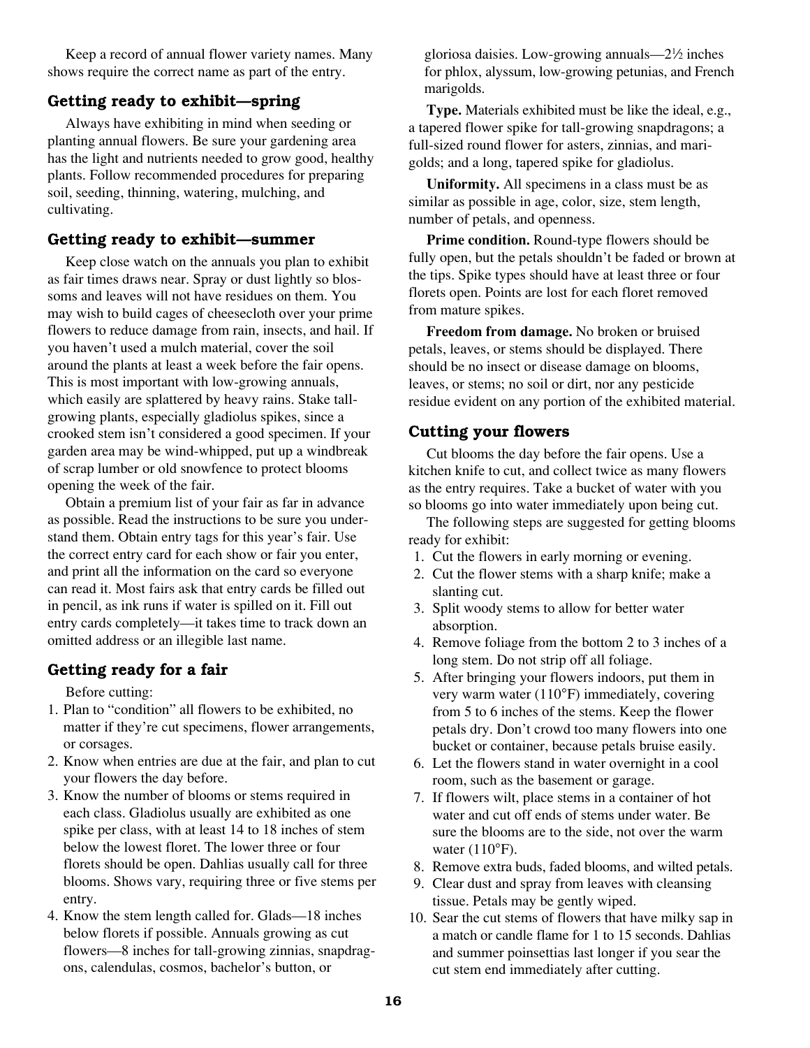Keep a record of annual flower variety names. Many shows require the correct name as part of the entry.

## Getting ready to exhibit—spring

Always have exhibiting in mind when seeding or planting annual flowers. Be sure your gardening area has the light and nutrients needed to grow good, healthy plants. Follow recommended procedures for preparing soil, seeding, thinning, watering, mulching, and cultivating.

## Getting ready to exhibit—summer

Keep close watch on the annuals you plan to exhibit as fair times draws near. Spray or dust lightly so blossoms and leaves will not have residues on them. You may wish to build cages of cheesecloth over your prime flowers to reduce damage from rain, insects, and hail. If you haven't used a mulch material, cover the soil around the plants at least a week before the fair opens. This is most important with low-growing annuals, which easily are splattered by heavy rains. Stake tall-growing plants, especially gladiolus spikes, since a crooked stem isn't considered a good specimen. If your garden area may be wind-whipped, put up a windbreak of scrap lumber or old snowfence to protect blooms opening the week of the fair.

Obtain a premium list of your fair as far in advance as possible. Read the instructions to be sure you understand them. Obtain entry tags for this year's fair. Use the correct entry card for each show or fair you enter, and print all the information on the card so everyone can read it. Most fairs ask that entry cards be filled out in pencil, as ink runs if water is spilled on it. Fill out entry cards completely—it takes time to track down an omitted address or an illegible last name.

## Getting ready for a fair

Before cutting:

1. Plan to "condition" all flowers to be exhibited, no matter if they're cut specimens, flower arrangements, or corsages.
2. Know when entries are due at the fair, and plan to cut your flowers the day before.
3. Know the number of blooms or stems required in each class. Gladiolus usually are exhibited as one spike per class, with at least 14 to 18 inches of stem below the lowest floret. The lower three or four florets should be open. Dahlias usually call for three blooms. Shows vary, requiring three or five stems per entry.
4. Know the stem length called for. Glads—18 inches below florets if possible. Annuals growing as cut flowers—8 inches for tall-growing zinnias, snapdragons, calendulas, cosmos, bachelor's button, or gloriosa daisies. Low-growing annuals—2½ inches for phlox, alyssum, low-growing petunias, and French marigolds.

**Type.** Materials exhibited must be like the ideal, e.g., a tapered flower spike for tall-growing snapdragons; a full-sized round flower for asters, zinnias, and marigolds; and a long, tapered spike for gladiolus.

**Uniformity.** All specimens in a class must be as similar as possible in age, color, size, stem length, number of petals, and openness.

**Prime condition.** Round-type flowers should be fully open, but the petals shouldn't be faded or brown at the tips. Spike types should have at least three or four florets open. Points are lost for each floret removed from mature spikes.

**Freedom from damage.** No broken or bruised petals, leaves, or stems should be displayed. There should be no insect or disease damage on blooms, leaves, or stems; no soil or dirt, nor any pesticide residue evident on any portion of the exhibited material.

## Cutting your flowers

Cut blooms the day before the fair opens. Use a kitchen knife to cut, and collect twice as many flowers as the entry requires. Take a bucket of water with you so blooms go into water immediately upon being cut.

The following steps are suggested for getting blooms ready for exhibit:

1. Cut the flowers in early morning or evening.
2. Cut the flower stems with a sharp knife; make a slanting cut.
3. Split woody stems to allow for better water absorption.
4. Remove foliage from the bottom 2 to 3 inches of a long stem. Do not strip off all foliage.
5. After bringing your flowers indoors, put them in very warm water (110°F) immediately, covering from 5 to 6 inches of the stems. Keep the flower petals dry. Don't crowd too many flowers into one bucket or container, because petals bruise easily.
6. Let the flowers stand in water overnight in a cool room, such as the basement or garage.
7. If flowers wilt, place stems in a container of hot water and cut off ends of stems under water. Be sure the blooms are to the side, not over the warm water (110°F).
8. Remove extra buds, faded blooms, and wilted petals.
9. Clear dust and spray from leaves with cleansing tissue. Petals may be gently wiped.
10. Sear the cut stems of flowers that have milky sap in a match or candle flame for 1 to 15 seconds. Dahlias and summer poinsettias last longer if you sear the cut stem end immediately after cutting.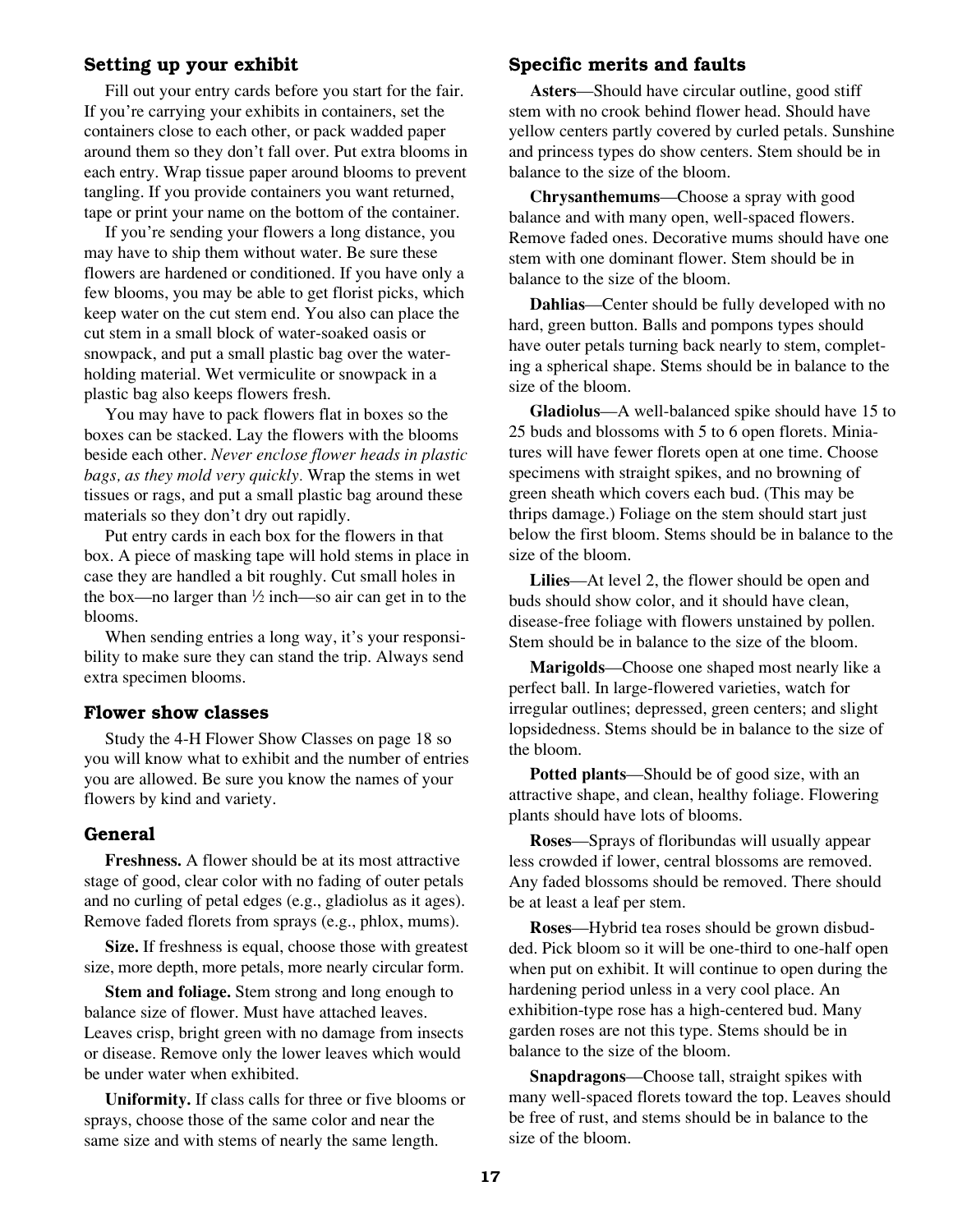## Setting up your exhibit

Fill out your entry cards before you start for the fair. If you're carrying your exhibits in containers, set the containers close to each other, or pack wadded paper around them so they don't fall over. Put extra blooms in each entry. Wrap tissue paper around blooms to prevent tangling. If you provide containers you want returned, tape or print your name on the bottom of the container.

If you're sending your flowers a long distance, you may have to ship them without water. Be sure these flowers are hardened or conditioned. If you have only a few blooms, you may be able to get florist picks, which keep water on the cut stem end. You also can place the cut stem in a small block of water-soaked oasis or snowpack, and put a small plastic bag over the water-holding material. Wet vermiculite or snowpack in a plastic bag also keeps flowers fresh.

You may have to pack flowers flat in boxes so the boxes can be stacked. Lay the flowers with the blooms beside each other. *Never enclose flower heads in plastic bags, as they mold very quickly.* Wrap the stems in wet tissues or rags, and put a small plastic bag around these materials so they don't dry out rapidly.

Put entry cards in each box for the flowers in that box. A piece of masking tape will hold stems in place in case they are handled a bit roughly. Cut small holes in the box—no larger than ½ inch—so air can get in to the blooms.

When sending entries a long way, it's your responsibility to make sure they can stand the trip. Always send extra specimen blooms.

## Flower show classes

Study the 4-H Flower Show Classes on page 18 so you will know what to exhibit and the number of entries you are allowed. Be sure you know the names of your flowers by kind and variety.

## General

**Freshness.** A flower should be at its most attractive stage of good, clear color with no fading of outer petals and no curling of petal edges (e.g., gladiolus as it ages). Remove faded florets from sprays (e.g., phlox, mums).

**Size.** If freshness is equal, choose those with greatest size, more depth, more petals, more nearly circular form.

**Stem and foliage.** Stem strong and long enough to balance size of flower. Must have attached leaves. Leaves crisp, bright green with no damage from insects or disease. Remove only the lower leaves which would be under water when exhibited.

**Uniformity.** If class calls for three or five blooms or sprays, choose those of the same color and near the same size and with stems of nearly the same length.

## Specific merits and faults

**Asters**—Should have circular outline, good stiff stem with no crook behind flower head. Should have yellow centers partly covered by curled petals. Sunshine and princess types do show centers. Stem should be in balance to the size of the bloom.

**Chrysanthemums**—Choose a spray with good balance and with many open, well-spaced flowers. Remove faded ones. Decorative mums should have one stem with one dominant flower. Stem should be in balance to the size of the bloom.

**Dahlias**—Center should be fully developed with no hard, green button. Balls and pompons types should have outer petals turning back nearly to stem, completing a spherical shape. Stems should be in balance to the size of the bloom.

**Gladiolus**—A well-balanced spike should have 15 to 25 buds and blossoms with 5 to 6 open florets. Miniatures will have fewer florets open at one time. Choose specimens with straight spikes, and no browning of green sheath which covers each bud. (This may be thrips damage.) Foliage on the stem should start just below the first bloom. Stems should be in balance to the size of the bloom.

**Lilies**—At level 2, the flower should be open and buds should show color, and it should have clean, disease-free foliage with flowers unstained by pollen. Stem should be in balance to the size of the bloom.

**Marigolds**—Choose one shaped most nearly like a perfect ball. In large-flowered varieties, watch for irregular outlines; depressed, green centers; and slight lopsidedness. Stems should be in balance to the size of the bloom.

**Potted plants**—Should be of good size, with an attractive shape, and clean, healthy foliage. Flowering plants should have lots of blooms.

**Roses**—Sprays of floribundas will usually appear less crowded if lower, central blossoms are removed. Any faded blossoms should be removed. There should be at least a leaf per stem.

**Roses**—Hybrid tea roses should be grown disbudded. Pick bloom so it will be one-third to one-half open when put on exhibit. It will continue to open during the hardening period unless in a very cool place. An exhibition-type rose has a high-centered bud. Many garden roses are not this type. Stems should be in balance to the size of the bloom.

**Snapdragons**—Choose tall, straight spikes with many well-spaced florets toward the top. Leaves should be free of rust, and stems should be in balance to the size of the bloom.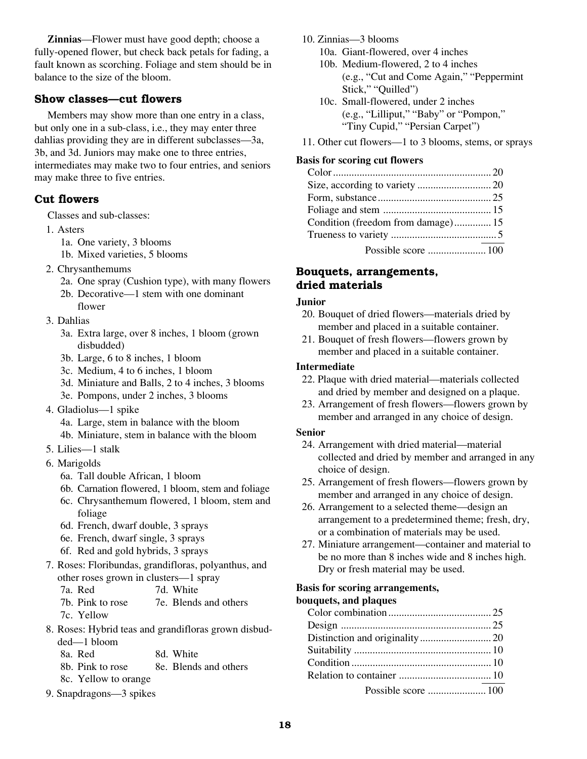**Zinnias**—Flower must have good depth; choose a fully-opened flower, but check back petals for fading, a fault known as scorching. Foliage and stem should be in balance to the size of the bloom.

## Show classes—cut flowers

Members may show more than one entry in a class, but only one in a sub-class, i.e., they may enter three dahlias providing they are in different subclasses—3a, 3b, and 3d. Juniors may make one to three entries, intermediates may make two to four entries, and seniors may make three to five entries.

## Cut flowers

Classes and sub-classes:

1. Asters
   - 1a. One variety, 3 blooms
   - 1b. Mixed varieties, 5 blooms
2. Chrysanthemums
   - 2a. One spray (Cushion type), with many flowers
   - 2b. Decorative—1 stem with one dominant flower
3. Dahlias
   - 3a. Extra large, over 8 inches, 1 bloom (grown disbudded)
   - 3b. Large, 6 to 8 inches, 1 bloom
   - 3c. Medium, 4 to 6 inches, 1 bloom
   - 3d. Miniature and Balls, 2 to 4 inches, 3 blooms
   - 3e. Pompons, under 2 inches, 3 blooms
4. Gladiolus—1 spike
   - 4a. Large, stem in balance with the bloom
   - 4b. Miniature, stem in balance with the bloom
5. Lilies—1 stalk
6. Marigolds
   - 6a. Tall double African, 1 bloom
   - 6b. Carnation flowered, 1 bloom, stem and foliage
   - 6c. Chrysanthemum flowered, 1 bloom, stem and foliage
   - 6d. French, dwarf double, 3 sprays
   - 6e. French, dwarf single, 3 sprays
   - 6f. Red and gold hybrids, 3 sprays
7. Roses: Floribundas, grandifloras, polyanthus, and other roses grown in clusters—1 spray
   - 7a. Red
   - 7b. Pink to rose
   - 7c. Yellow
   - 7d. White
   - 7e. Blends and others
8. Roses: Hybrid teas and grandifloras grown disbudded—1 bloom
   - 8a. Red
   - 8b. Pink to rose
   - 8c. Yellow to orange
   - 8d. White
   - 8e. Blends and others
9. Snapdragons—3 spikes
10. Zinnias—3 blooms
    - 10a. Giant-flowered, over 4 inches
    - 10b. Medium-flowered, 2 to 4 inches (e.g., "Cut and Come Again," "Peppermint Stick," "Quilled")
    - 10c. Small-flowered, under 2 inches (e.g., "Lilliput," "Baby" or "Pompon," "Tiny Cupid," "Persian Carpet")
11. Other cut flowers—1 to 3 blooms, stems, or sprays

**Basis for scoring cut flowers**

| | |
|---|---|
| Color | 20 |
| Size, according to variety | 20 |
| Form, substance | 25 |
| Foliage and stem | 15 |
| Condition (freedom from damage) | 15 |
| Trueness to variety | 5 |
| Possible score | 100 |

## Bouquets, arrangements, dried materials

**Junior**

20. Bouquet of dried flowers—materials dried by member and placed in a suitable container.
21. Bouquet of fresh flowers—flowers grown by member and placed in a suitable container.

**Intermediate**

22. Plaque with dried material—materials collected and dried by member and designed on a plaque.
23. Arrangement of fresh flowers—flowers grown by member and arranged in any choice of design.

**Senior**

24. Arrangement with dried material—material collected and dried by member and arranged in any choice of design.
25. Arrangement of fresh flowers—flowers grown by member and arranged in any choice of design.
26. Arrangement to a selected theme—design an arrangement to a predetermined theme; fresh, dry, or a combination of materials may be used.
27. Miniature arrangement—container and material to be no more than 8 inches wide and 8 inches high. Dry or fresh material may be used.

**Basis for scoring arrangements, bouquets, and plaques**

| | |
|---|---|
| Color combination | 25 |
| Design | 25 |
| Distinction and originality | 20 |
| Suitability | 10 |
| Condition | 10 |
| Relation to container | 10 |
| Possible score | 100 |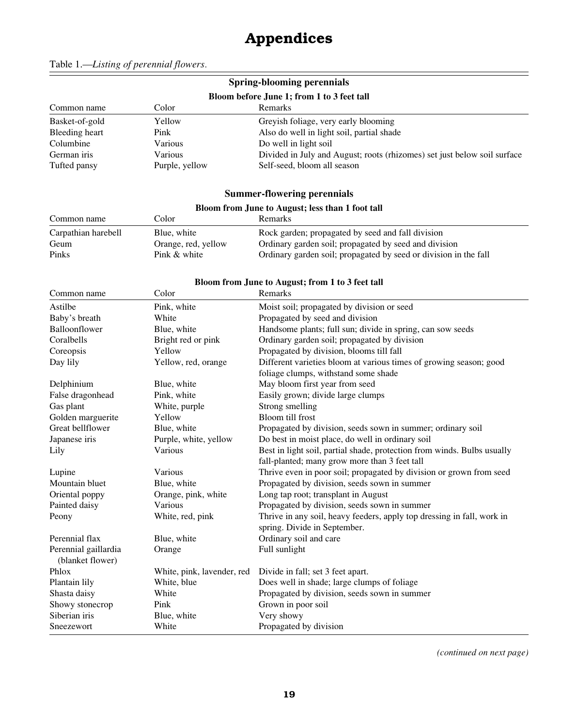# Appendices

Table 1.—*Listing of perennial flowers.*

**Spring-blooming perennials**

**Bloom before June 1; from 1 to 3 feet tall**

| Common name | Color | Remarks |
|---|---|---|
| Basket-of-gold | Yellow | Greyish foliage, very early blooming |
| Bleeding heart | Pink | Also do well in light soil, partial shade |
| Columbine | Various | Do well in light soil |
| German iris | Various | Divided in July and August; roots (rhizomes) set just below soil surface |
| Tufted pansy | Purple, yellow | Self-seed, bloom all season |

**Summer-flowering perennials**

**Bloom from June to August; less than 1 foot tall**

| Common name | Color | Remarks |
|---|---|---|
| Carpathian harebell | Blue, white | Rock garden; propagated by seed and fall division |
| Geum | Orange, red, yellow | Ordinary garden soil; propagated by seed and division |
| Pinks | Pink & white | Ordinary garden soil; propagated by seed or division in the fall |

**Bloom from June to August; from 1 to 3 feet tall**

| Common name | Color | Remarks |
|---|---|---|
| Astilbe | Pink, white | Moist soil; propagated by division or seed |
| Baby's breath | White | Propagated by seed and division |
| Balloonflower | Blue, white | Handsome plants; full sun; divide in spring, can sow seeds |
| Coralbells | Bright red or pink | Ordinary garden soil; propagated by division |
| Coreopsis | Yellow | Propagated by division, blooms till fall |
| Day lily | Yellow, red, orange | Different varieties bloom at various times of growing season; good foliage clumps, withstand some shade |
| Delphinium | Blue, white | May bloom first year from seed |
| False dragonhead | Pink, white | Easily grown; divide large clumps |
| Gas plant | White, purple | Strong smelling |
| Golden marguerite | Yellow | Bloom till frost |
| Great bellflower | Blue, white | Propagated by division, seeds sown in summer; ordinary soil |
| Japanese iris | Purple, white, yellow | Do best in moist place, do well in ordinary soil |
| Lily | Various | Best in light soil, partial shade, protection from winds. Bulbs usually fall-planted; many grow more than 3 feet tall |
| Lupine | Various | Thrive even in poor soil; propagated by division or grown from seed |
| Mountain bluet | Blue, white | Propagated by division, seeds sown in summer |
| Oriental poppy | Orange, pink, white | Long tap root; transplant in August |
| Painted daisy | Various | Propagated by division, seeds sown in summer |
| Peony | White, red, pink | Thrive in any soil, heavy feeders, apply top dressing in fall, work in spring. Divide in September. |
| Perennial flax | Blue, white | Ordinary soil and care |
| Perennial gaillardia (blanket flower) | Orange | Full sunlight |
| Phlox | White, pink, lavender, red | Divide in fall; set 3 feet apart. |
| Plantain lily | White, blue | Does well in shade; large clumps of foliage |
| Shasta daisy | White | Propagated by division, seeds sown in summer |
| Showy stonecrop | Pink | Grown in poor soil |
| Siberian iris | Blue, white | Very showy |
| Sneezewort | White | Propagated by division |

*(continued on next page)*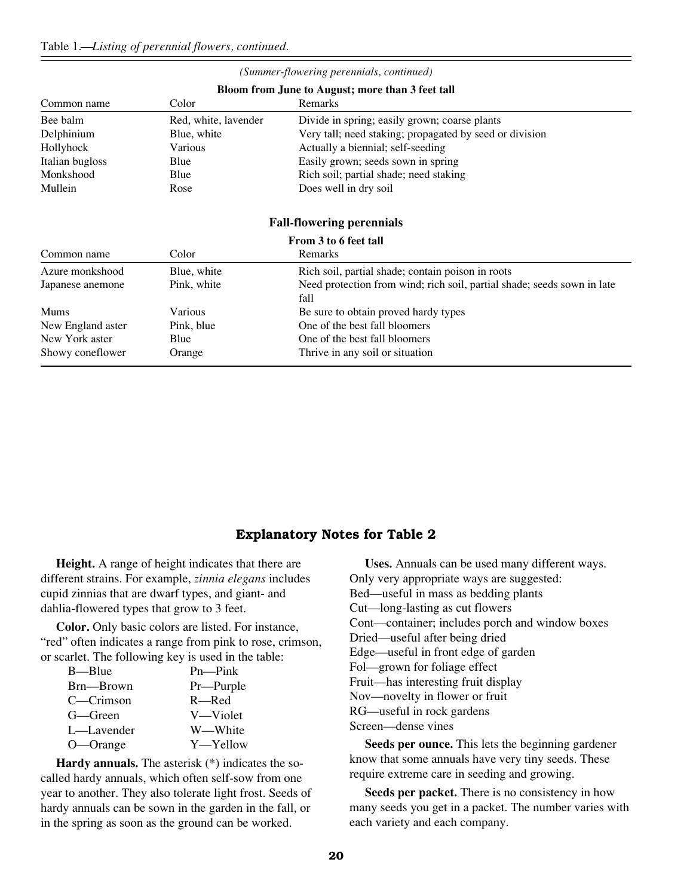Table 1.—*Listing of perennial flowers, continued.*

*(Summer-flowering perennials, continued)*

**Bloom from June to August; more than 3 feet tall**

| Common name | Color | Remarks |
|---|---|---|
| Bee balm | Red, white, lavender | Divide in spring; easily grown; coarse plants |
| Delphinium | Blue, white | Very tall; need staking; propagated by seed or division |
| Hollyhock | Various | Actually a biennial; self-seeding |
| Italian bugloss | Blue | Easily grown; seeds sown in spring |
| Monkshood | Blue | Rich soil; partial shade; need staking |
| Mullein | Rose | Does well in dry soil |

**Fall-flowering perennials**

**From 3 to 6 feet tall**

| Common name | Color | Remarks |
|---|---|---|
| Azure monkshood | Blue, white | Rich soil, partial shade; contain poison in roots |
| Japanese anemone | Pink, white | Need protection from wind; rich soil, partial shade; seeds sown in late fall |
| Mums | Various | Be sure to obtain proved hardy types |
| New England aster | Pink, blue | One of the best fall bloomers |
| New York aster | Blue | One of the best fall bloomers |
| Showy coneflower | Orange | Thrive in any soil or situation |

## Explanatory Notes for Table 2

**Height.** A range of height indicates that there are different strains. For example, *zinnia elegans* includes cupid zinnias that are dwarf types, and giant- and dahlia-flowered types that grow to 3 feet.

**Color.** Only basic colors are listed. For instance, "red" often indicates a range from pink to rose, crimson, or scarlet. The following key is used in the table:

| | |
|---|---|
| B—Blue | Pn—Pink |
| Brn—Brown | Pr—Purple |
| C—Crimson | R—Red |
| G—Green | V—Violet |
| L—Lavender | W—White |
| O—Orange | Y—Yellow |

**Hardy annuals.** The asterisk (*) indicates the so-called hardy annuals, which often self-sow from one year to another. They also tolerate light frost. Seeds of hardy annuals can be sown in the garden in the fall, or in the spring as soon as the ground can be worked.

**Uses.** Annuals can be used many different ways. Only very appropriate ways are suggested:
Bed—useful in mass as bedding plants
Cut—long-lasting as cut flowers
Cont—container; includes porch and window boxes
Dried—useful after being dried
Edge—useful in front edge of garden
Fol—grown for foliage effect
Fruit—has interesting fruit display
Nov—novelty in flower or fruit
RG—useful in rock gardens
Screen—dense vines

**Seeds per ounce.** This lets the beginning gardener know that some annuals have very tiny seeds. These require extreme care in seeding and growing.

**Seeds per packet.** There is no consistency in how many seeds you get in a packet. The number varies with each variety and each company.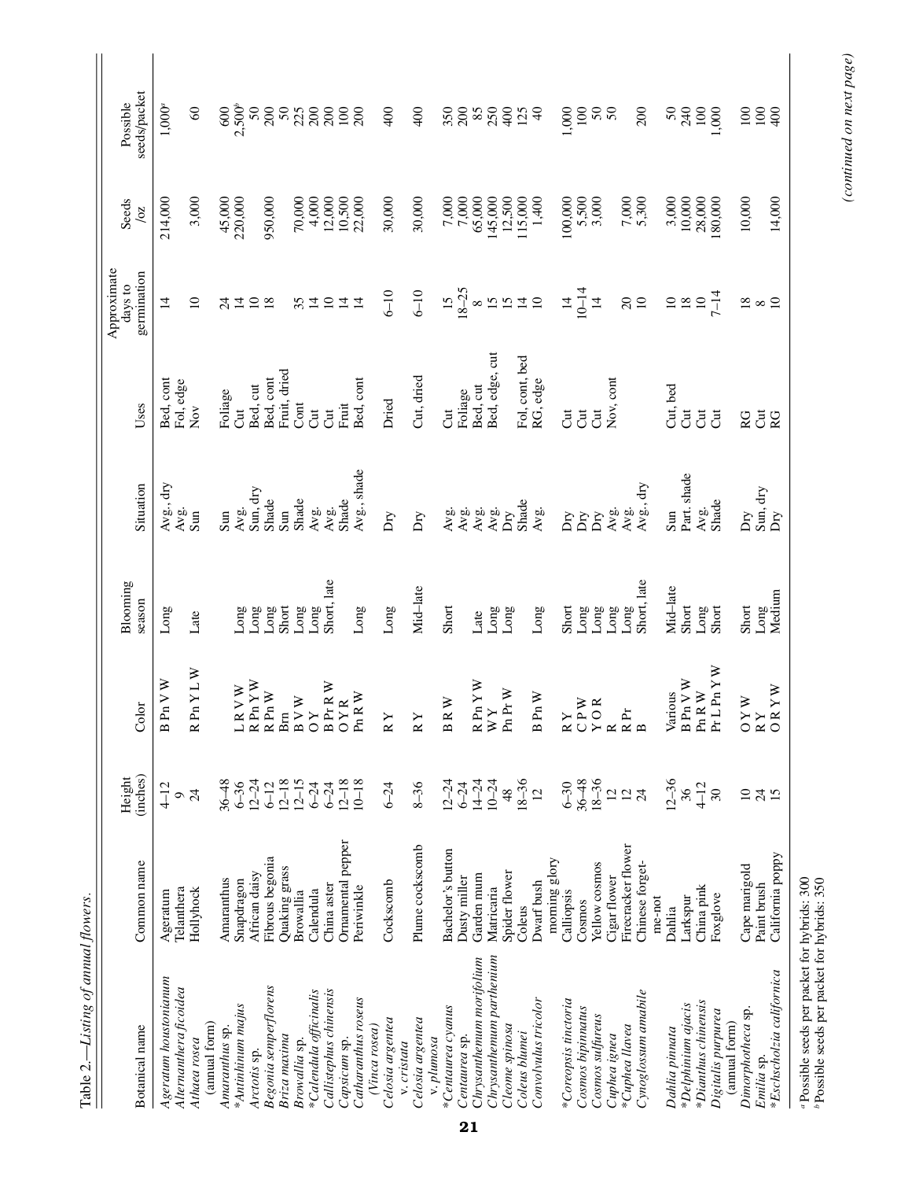Table 2.—Listing of annual flowers.

| Botanical name | Common name | Height (inches) | Color | Blooming season | Situation | Uses | Approximate days to germination | Seeds /oz | Possible seeds/packet |
|---|---|---|---|---|---|---|---|---|---|
| *Ageratum houstonianum* | Ageratum | 4–12 | B Pn V W | Long | Avg., dry | Bed, cont | 14 | 214,000 | 1,000[a] |
| *Alternanthera ficoidea* | Telanthera | 9 | | | Avg. | Fol, edge | | | |
| *Athaea rosea* (annual form) | Hollyhock | 24 | R Pn Y L W | Late | Sun | Nov | 10 | 3,000 | 60 |
| *Amaranthus* sp. | Amaranthus | 36–48 | | | Sun | Foliage | 24 | 45,000 | 600 |
| **Antirrhinum majus* | Snapdragon | 6–36 | L R V W | Long | Avg. | Cut | 14 | 220,000 | 2,500[b] |
| *Arctotis* sp. | African daisy | 12–24 | R Pn Y W | Long | Sun, dry | Bed, cut | 10 | | 50 |
| *Begonia semperflorens* | Fibrous begonia | 6–12 | R Pn W | Long | Shade | Bed, cont | 18 | 950,000 | 200 |
| *Briza maxima* | Quaking grass | 12–18 | Brn | Short | Sun | Fruit, dried | | | 50 |
| *Browallia* sp. | Browallia | 12–15 | B V W | Long | Shade | Cont | 35 | 70,000 | 225 |
| **Calendula officinalis* | Calendula | 6–24 | O Y | Long | Avg. | Cut | 14 | 4,000 | 200 |
| *Callistephus chinensis* | China aster | 6–24 | B Pr R W | Short, late | Avg. | Cut | 10 | 12,000 | 200 |
| *Capsicum* sp. | Ornamental pepper | 12–18 | O Y R | | Shade | Fruit | 14 | 10,500 | 100 |
| *Catharanthus roseus* (*Vinca rosea*) | Periwinkle | 10–18 | Pn R W | Long | Avg., shade | Bed, cont | 14 | 22,000 | 200 |
| *Celosia argentea* v. *cristata* | Cockscomb | 6–24 | R Y | Long | Dry | Dried | 6–10 | 30,000 | 400 |
| *Celosia argentea* v. *plumosa* | Plume cockscomb | 8–36 | R Y | Mid–late | Dry | Cut, dried | 6–10 | 30,000 | 400 |
| **Centaurea cyanus* | Bachelor's button | 12–24 | B R W | Short | Avg. | Cut | 15 | 7,000 | 350 |
| *Centaurea* sp. | Dusty miller | 6–24 | | | Avg. | Foliage | 18–25 | 7,000 | 200 |
| *Chrysanthemum morifolium* | Garden mum | 14–24 | R Pn Y W | Late | Avg. | Bed, cut | 8 | 65,000 | 85 |
| *Chrysanthemum parthenium* | Matricaria | 10–24 | W Y | Long | Avg. | Bed, edge, cut | 15 | 145,000 | 250 |
| *Cleome spinosa* | Spider flower | 48 | Pn Pr W | Long | Dry | | 15 | 12,500 | 400 |
| *Coleus blumei* | Coleus | 18–36 | | | Shade | Fol, cont, bed | 14 | 115,000 | 125 |
| *Convolvulus tricolor* | Dwarf bush morning glory | 12 | B Pn W | Long | Avg. | RG, edge | 10 | 1,400 | 40 |
| **Coreopsis tinctoria* | Calliopsis | 6–30 | R Y | Short | Dry | Cut | 14 | 100,000 | 1,000 |
| *Cosmos bipinnatus* | Cosmos | 36–48 | C P W | Long | Dry | Cut | 10–14 | 5,500 | 100 |
| *Cosmos sulfureus* | Yellow cosmos | 18–36 | Y O R | Long | Dry | Cut | 14 | 3,000 | 50 |
| *Cuphea ignea* | Cigar flower | 12 | R | Long | Avg. | Nov, cont | | | 50 |
| **Cuphea llavea* | Firecracker flower | 12 | R Pr | Long | Avg. | | 20 | 7,000 | |
| *Cynoglossum amabile* | Chinese forget-me-not | 24 | B | Short, late | Avg., dry | | 10 | 5,300 | 200 |
| *Dahlia pinnata* | Dahlia | 12–36 | Various | Mid–late | Sun | Cut, bed | 10 | 3,000 | 50 |
| **Delphinium ajacis* | Larkspur | 36 | B Pn V W | Short | Part. shade | Cut | 18 | 10,000 | 240 |
| **Dianthus chinensis* | China pink | 4–12 | Pn R W | Long | Avg. | Cut | 10 | 28,000 | 100 |
| *Digitalis purpurea* (annual form) | Foxglove | 30 | Pr L Pn Y W | Short | Shade | Cut | 7–14 | 180,000 | 1,000 |
| *Dimorphotheca* sp. | Cape marigold | 10 | O Y W | Short | Dry | RG | 18 | 10,000 | 100 |
| *Emilia* sp. | Paint brush | 24 | R Y | Long | Sun, dry | Cut | 8 | | 100 |
| **Eschscholzia californica* | California poppy | 15 | O R Y W | Medium | Dry | RG | 10 | 14,000 | 400 |

[a] Possible seeds per packet for hybrids: 300
[b] Possible seeds per packet for hybrids: 350

*(continued on next page)*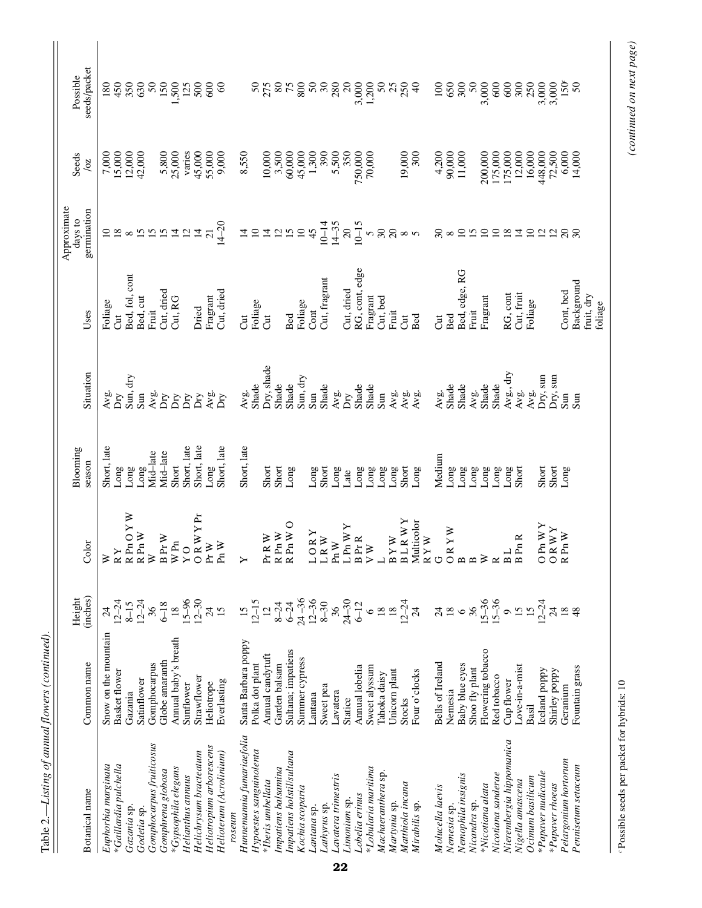Table 2.—*Listing of annual flowers (continued).*

| Botanical name | Common name | Height (inches) | Color | Blooming season | Situation | Uses | Approximate days to germination | Seeds /oz | Possible seeds/packet |
|---|---|---|---|---|---|---|---|---|---|
| *Euphorbia marginata* | Snow on the mountain | 24 | W | Short, late | Avg. | Foliage | 10 | 7,000 | 180 |
| **Gaillardia pulchella* | Basket flower | 12–24 | R Y | Long | Dry | Cut | 18 | 15,000 | 450 |
| *Gazania* sp. | Gazania | 8–15 | R Pn O Y W | Long | Sun, dry | Bed, fol, cont | 8 | 12,000 | 350 |
| *Godetia* sp. | Satinflower | 12–24 | R Pn W | Long | Sun | Bed, cut | 15 | 42,000 | 630 |
| *Gomphocarpus fruiticosus* | Gomphocarpus | 36 | W | Mid–late | Avg. | Fruit | 15 | | 50 |
| *Gomphrena globosa* | Globe amaranth | 6–18 | B Pr W | Mid–late | Dry | Cut, dried | 15 | 5,800 | 150 |
| **Gypsophila elegans* | Annual baby's breath | 18 | W Pn | Short | Dry | Cut, RG | 14 | 25,000 | 1,500 |
| *Helianthus annuus* | Sunflower | 15–96 | Y O | Short, late | Dry | | 12 | varies | 125 |
| *Helichrysum bracteatum* | Strawflower | 12–30 | O R W Y Pr | Short, late | Dry | Dried | 14 | 45,000 | 500 |
| *Heliotropium arborescens* | Heliotrope | 24 | Pr W | Long | Avg. | Fragrant | 21 | 55,000 | 600 |
| *Heliotrum (Acrolinium) roseum* | Everlasting | 15 | Pn W | Short, late | Dry | Cut, dried | 14–20 | 9,000 | 60 |
| *Hunnemannia fumariaefolia* | Santa Barbara poppy | 15 | Y | Short, late | Avg. | Cut | 14 | 8,550 | |
| *Hypoestes sanguinolenta* | Polka dot plant | 12–15 | | | Shade | Foliage | 10 | | 50 |
| **Iberis umbellata* | Annual candytuft | 12 | Pr R W | Short | Dry, shade | Cut | 14 | 10,000 | 275 |
| *Impatiens balsamina* | Garden balsam | 8–24 | R Pn W | Short | Shade | | 12 | 3,500 | 80 |
| *Impatiens holstii/sultana* | Sultana; impatiens | 6–24 | R Pn W O | Long | Shade | Bed | 15 | 60,000 | 75 |
| *Kochia scoparia* | Summer cypress | 24–36 | | | Sun, dry | Foliage | 10 | 45,000 | 800 |
| *Lantana* sp. | Lantana | 12–36 | L O R Y | Long | Sun | Cont | 45 | 1,300 | 50 |
| *Lathyrus* sp. | Sweet pea | 8–30 | L R W | Short | Shade | Cut, fragrant | 10–14 | 390 | 30 |
| *Lavatera trimestris* | Lavatera | 36 | Pn W | Long | Avg. | | 14–35 | 5,500 | 280 |
| *Limonium* sp. | Statice | 24–30 | L Pn W Y | Late | Dry | Cut, dried | 20 | 350 | 20 |
| *Lobelia erinus* | Annual lobelia | 6–12 | B Pr R | Long | Shade | RG, cont, edge | 10–15 | 750,000 | 3,000 |
| **Lobularia maritima* | Sweet alyssum | 6 | V W | Long | Shade | Fragrant | 5 | 70,000 | 1,200 |
| *Machaeranthera* sp. | Tahoka daisy | 18 | L | Long | Sun | Cut, bed | 30 | | 50 |
| *Martynia* sp. | Unicorn plant | 18 | B Y W | Long | Avg. | Fruit | 20 | | 25 |
| *Matthiola incana* | Stocks | 12–24 | B L R W Y | Short | Avg. | Cut | 8 | 19,000 | 250 |
| *Mirabilis* sp. | Four o'clocks | 24 | Multicolor | Long | Avg. | Bed | 5 | 300 | 40 |
| | | | R Y W | | | | | | |
| *Molucella laevis* | Bells of Ireland | 24 | G | Medium | Avg. | Cut | 30 | 4,200 | 100 |
| *Nemesia* sp. | Nemesia | 18 | O R Y W | Long | Shade | Bed | 8 | 90,000 | 650 |
| *Nemophila insignis* | Baby blue eyes | 6 | B | Long | Shade | Bed, edge, RG | 10 | 11,000 | 300 |
| *Nicandra* sp. | Shoo fly plant | 36 | B | Long | Avg. | Fruit | 15 | | 50 |
| **Nicotiana alata* | Flowering tobacco | 15–36 | W | Long | Shade | Fragrant | 10 | 200,000 | 3,000 |
| *Nicotiana sanderae* | Red tobacco | 15–36 | R | Long | Shade | | 10 | 175,000 | 600 |
| *Nierembergia hippomanica* | Cup flower | 9 | B L | Long | Avg., dry | RG, cont | 18 | 175,000 | 600 |
| *Nigella amascena* | Love-in-a-mist | 15 | B Pn R | Short | Avg. | Cut, fruit | 14 | 12,000 | 300 |
| *Ocimum basilicum* | Basil | 15 | | | Avg. | Foliage | 10 | 16,000 | 250 |
| **Papaver nudicaule* | Iceland poppy | 12–24 | O Pn W Y | Short | Dry, sun | | 12 | 448,000 | 3,000 |
| **Papaver rhoeas* | Shirley poppy | 24 | O R W Y | Short | Dry, sun | | 12 | 72,500 | 3,000 |
| *Pelargonium hortorum* | Geranium | 18 | R Pn W | Long | Sun | Cont, bed | 20 | 6,000 | 150[c] |
| *Pennisetum setaceum* | Fountain grass | 48 | | | Sun | Background fruit, dry foliage | 30 | 14,000 | 50 |

[c] Possible seeds per packet for hybrids: 10

*(continued on next page)*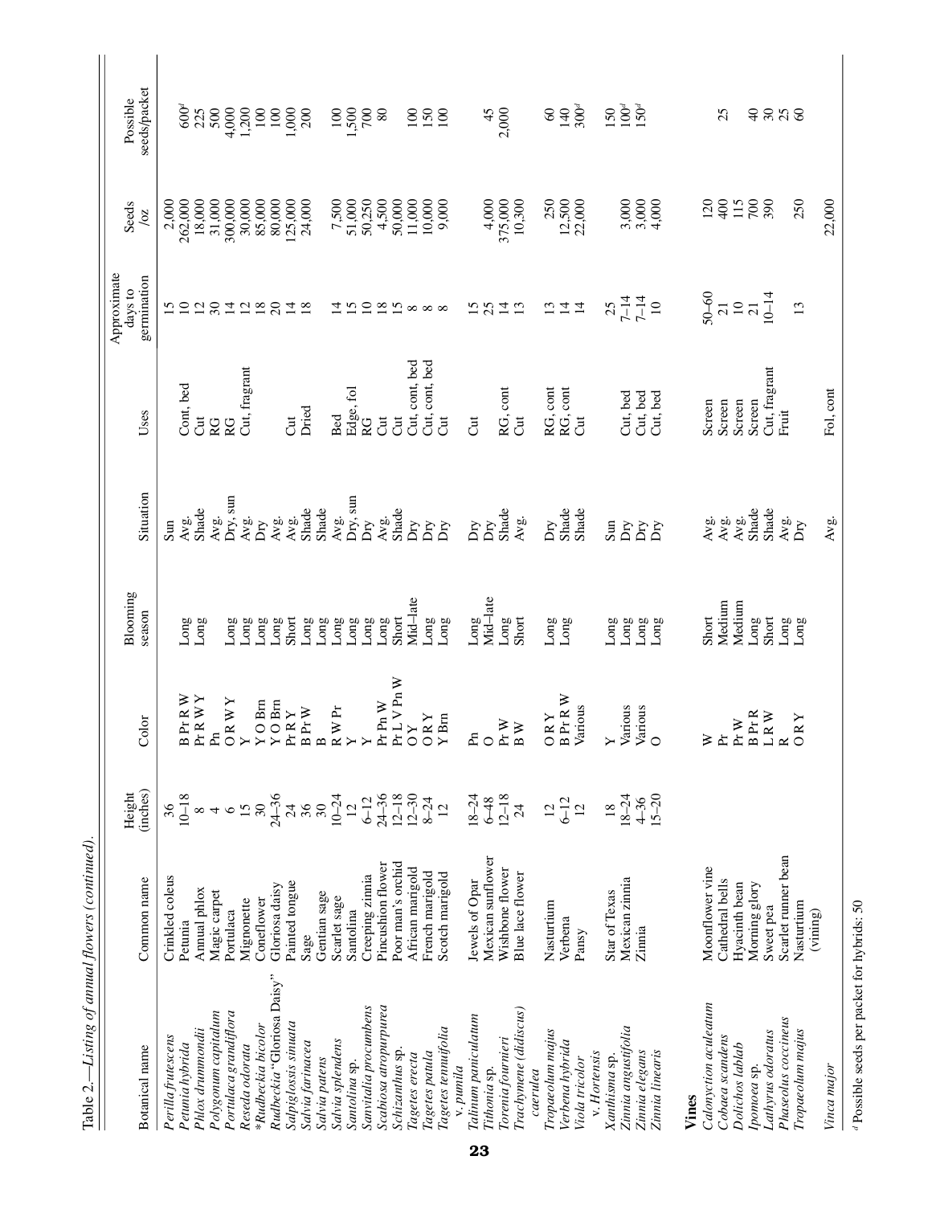Table 2.—*Listing of annual flowers (continued).*

| Botanical name | Common name | Height (inches) | Color | Blooming season | Situation | Uses | Approximate days to germination | Seeds /oz | Possible seeds/packet |
|---|---|---|---|---|---|---|---|---|---|
| *Perilla frutescens* | Crinkled coleus | 36 | | | Sun | | 15 | 2,000 | |
| *Petunia hybrida* | Petunia | 10–18 | B Pr R W | Long | Avg. | Cont, bed | 10 | 262,000 | 600[d] |
| *Phlox drummondii* | Annual phlox | 8 | Pr R W Y | Long | Shade | Cut | 12 | 18,000 | 225 |
| *Polygonum capitatum* | Magic carpet | 4 | Pn | | Avg. | RG | 30 | 31,000 | 500 |
| *Portulaca grandiflora* | Portulaca | 6 | O R W Y | Long | Dry, sun | RG | 14 | 300,000 | 4,000 |
| *Reseda odorata* | Mignonette | 15 | Y | Long | Avg. | Cut, fragrant | 12 | 30,000 | 1,200 |
| **Rudbeckia bicolor* | Coneflower | 30 | Y O Brn | Long | Dry | | 18 | 85,000 | 100 |
| *Rudbeckia* "Gloriosa Daisy" | Gloriosa daisy | 24–36 | Y O Brn | Long | Avg. | | 20 | 80,000 | 100 |
| *Salpiglossis sinuata* | Painted tongue | 24 | Pr R Y | Short | Avg. | Cut | 14 | 125,000 | 1,000 |
| *Salvia farinacea* | Sage | 36 | B Pr W | Long | Shade | Dried | 18 | 24,000 | 200 |
| *Salvia patens* | Gentian sage | 30 | B | Long | Shade | | | | |
| *Salvia splendens* | Scarlet sage | 10–24 | R W Pr | Long | Avg. | Bed | 14 | 7,500 | 100 |
| *Santolina* sp. | Santolina | 12 | Y | Long | Dry, sun | Edge, fol | 15 | 51,000 | 1,500 |
| *Sanvitalia procumbens* | Creeping zinnia | 6–12 | Y | Long | Dry | RG | 10 | 50,250 | 700 |
| *Scabiosa atropurpurea* | Pincushion flower | 24–36 | Pr Pn W | Long | Avg. | Cut | 18 | 4,500 | 80 |
| *Schizanthus* sp. | Poor man's orchid | 12–18 | Pr L V Pn W | Short | Shade | Cut | 15 | 50,000 | |
| *Tagetes erecta* | African marigold | 12–30 | O Y | Mid–late | Dry | Cut, cont, bed | 8 | 11,000 | 100 |
| *Tagetes patula* | French marigold | 8–24 | O R Y | Long | Dry | Cut, cont, bed | 8 | 10,000 | 150 |
| *Tagetes tenuifolia* v. *pumila* | Scotch marigold | 12 | Y Brn | Long | Dry | Cut | 8 | 9,000 | 100 |
| *Talinum paniculatum* | Jewels of Opar | 18–24 | Pn | Long | Dry | Cut | 15 | | |
| *Tithonia* sp. | Mexican sunflower | 6–48 | O | Mid–late | Dry | | 25 | 4,000 | 45 |
| *Torenia fournieri* | Wishbone flower | 12–18 | Pr W | Long | Shade | RG, cont | 14 | 375,000 | 2,000 |
| *Trachymene (didiscus) caerulea* | Blue lace flower | 24 | B W | Short | Avg. | Cut | 13 | 10,300 | |
| *Tropaeolum majus* | Nasturtium | 12 | O R Y | Long | Dry | RG, cont | 13 | 250 | 60 |
| *Verbena hybrida* | Verbena | 6–12 | B Pr R W | Long | Shade | RG, cont | 14 | 12,500 | 140 |
| *Viola tricolor* v. *Hortensis* | Pansy | 12 | Various | | Shade | Cut | 14 | 22,000 | 300[d] |
| *Xanthisma* sp. | Star of Texas | 18 | Y | Long | Sun | | 25 | | 150 |
| *Zinnia angustifolia* | Mexican zinnia | 18–24 | Various | Long | Dry | Cut, bed | 7–14 | 3,000 | 100[d] |
| *Zinnia elegans* | Zinnia | 4–36 | Various | Long | Dry | Cut, bed | 7–14 | 3,000 | 150[d] |
| *Zinnia linearis* | | 15–20 | O | Long | Dry | Cut, bed | 10 | 4,000 | |
| **Vines** | | | | | | | | | |
| *Calonyction aculeatum* | Moonflower vine | | W | Short | Avg. | Screen | 50–60 | 120 | |
| *Cobaea scandens* | Cathedral bells | | Pr | Medium | Avg. | Screen | 21 | 400 | 25 |
| *Dolichos lablab* | Hyacinth bean | | Pr W | Medium | Avg. | Screen | 10 | 115 | |
| *Ipomoea* sp. | Morning glory | | B Pr R | Long | Shade | Screen | 21 | 700 | 40 |
| *Lathyrus odoratus* | Sweet pea | | L R W | Short | Shade | Cut, fragrant | 10–14 | 390 | 30 |
| *Phaseolus coccineus* | Scarlet runner bean | | R | Long | Avg. | Fruit | | | 25 |
| *Tropaeolum majus* | Nasturtium (vining) | | O R Y | Long | Dry | | 13 | 250 | 60 |
| *Vinca major* | | | | | Avg. | Fol, cont | | 22,000 | |

[d] Possible seeds per packet for hybrids: 50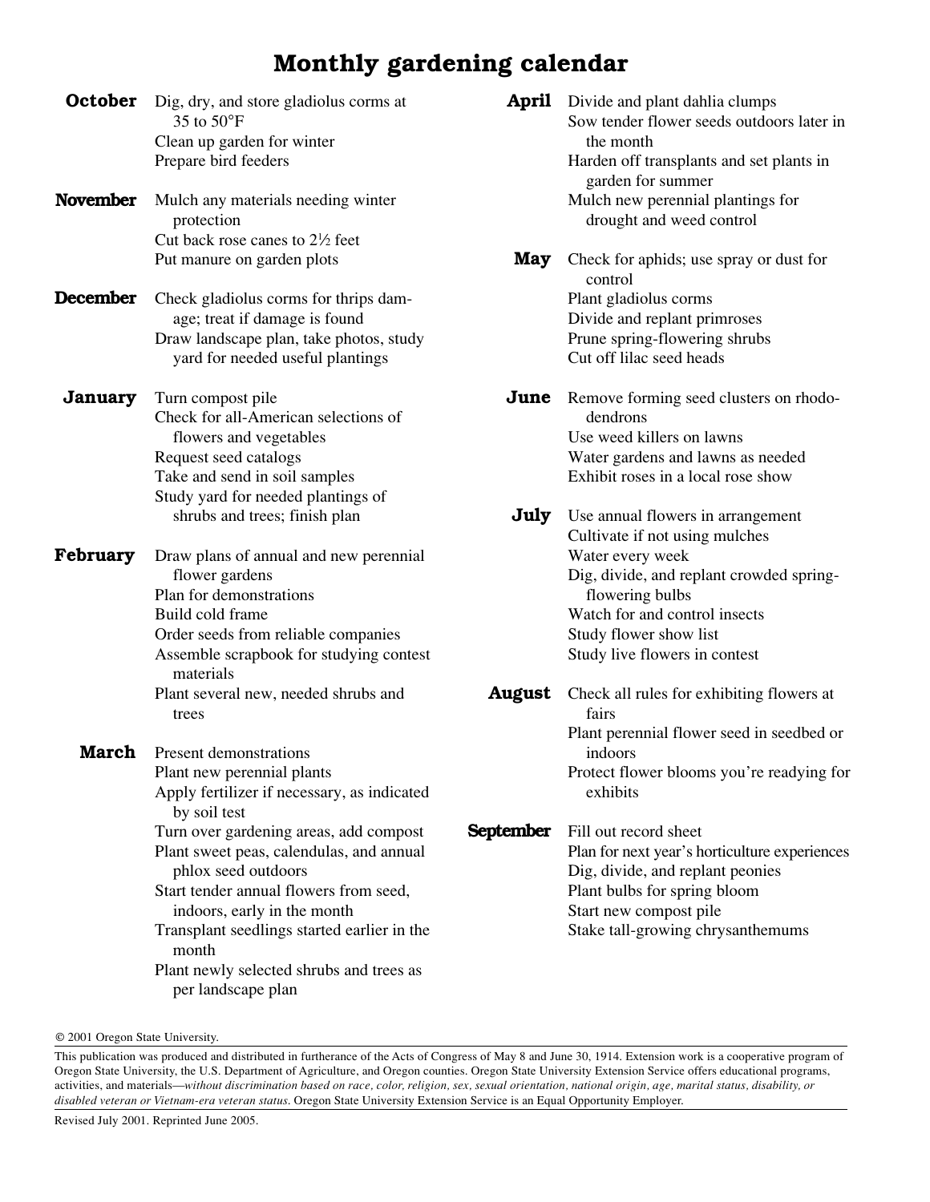# Monthly gardening calendar

**October**
- Dig, dry, and store gladiolus corms at 35 to 50°F
- Clean up garden for winter
- Prepare bird feeders

**November**
- Mulch any materials needing winter protection
- Cut back rose canes to 2½ feet
- Put manure on garden plots

**December**
- Check gladiolus corms for thrips damage; treat if damage is found
- Draw landscape plan, take photos, study yard for needed useful plantings

**January**
- Turn compost pile
- Check for all-American selections of flowers and vegetables
- Request seed catalogs
- Take and send in soil samples
- Study yard for needed plantings of shrubs and trees; finish plan

**February**
- Draw plans of annual and new perennial flower gardens
- Plan for demonstrations
- Build cold frame
- Order seeds from reliable companies
- Assemble scrapbook for studying contest materials
- Plant several new, needed shrubs and trees

**March**
- Present demonstrations
- Plant new perennial plants
- Apply fertilizer if necessary, as indicated by soil test
- Turn over gardening areas, add compost
- Plant sweet peas, calendulas, and annual phlox seed outdoors
- Start tender annual flowers from seed, indoors, early in the month
- Transplant seedlings started earlier in the month
- Plant newly selected shrubs and trees as per landscape plan

**April**
- Divide and plant dahlia clumps
- Sow tender flower seeds outdoors later in the month
- Harden off transplants and set plants in garden for summer
- Mulch new perennial plantings for drought and weed control

**May**
- Check for aphids; use spray or dust for control
- Plant gladiolus corms
- Divide and replant primroses
- Prune spring-flowering shrubs
- Cut off lilac seed heads

**June**
- Remove forming seed clusters on rhododendrons
- Use weed killers on lawns
- Water gardens and lawns as needed
- Exhibit roses in a local rose show

**July**
- Use annual flowers in arrangement
- Cultivate if not using mulches
- Water every week
- Dig, divide, and replant crowded spring-flowering bulbs
- Watch for and control insects
- Study flower show list
- Study live flowers in contest

**August**
- Check all rules for exhibiting flowers at fairs
- Plant perennial flower seed in seedbed or indoors
- Protect flower blooms you're readying for exhibits

**September**
- Fill out record sheet
- Plan for next year's horticulture experiences
- Dig, divide, and replant peonies
- Plant bulbs for spring bloom
- Start new compost pile
- Stake tall-growing chrysanthemums

---

© 2001 Oregon State University.

This publication was produced and distributed in furtherance of the Acts of Congress of May 8 and June 30, 1914. Extension work is a cooperative program of Oregon State University, the U.S. Department of Agriculture, and Oregon counties. Oregon State University Extension Service offers educational programs, activities, and materials—*without discrimination based on race, color, religion, sex, sexual orientation, national origin, age, marital status, disability, or disabled veteran or Vietnam-era veteran status*. Oregon State University Extension Service is an Equal Opportunity Employer.

Revised July 2001. Reprinted June 2005.